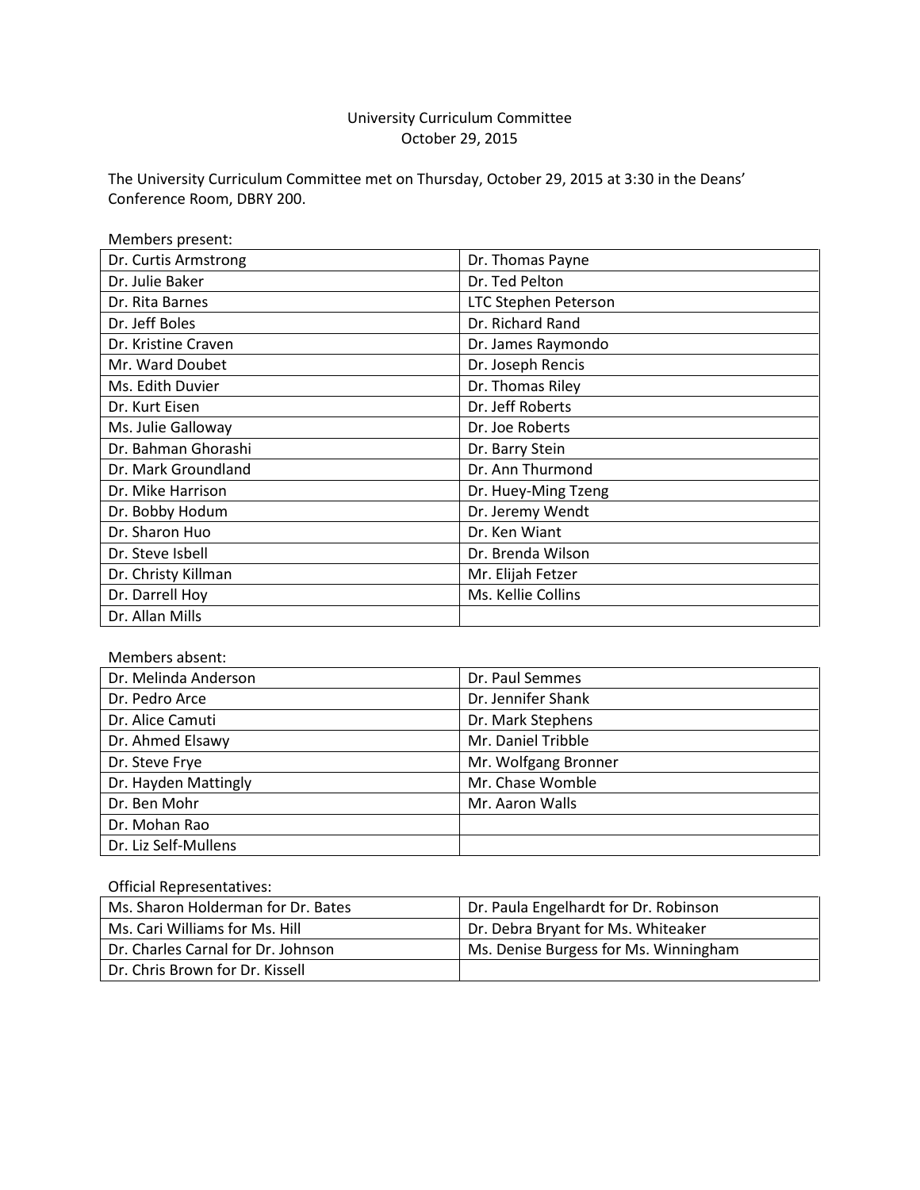# University Curriculum Committee
## October 29, 2015

The University Curriculum Committee met on Thursday, October 29, 2015 at 3:30 in the Deans' Conference Room, DBRY 200.

Members present:

| | |
|---|---|
| Dr. Curtis Armstrong | Dr. Thomas Payne |
| Dr. Julie Baker | Dr. Ted Pelton |
| Dr. Rita Barnes | LTC Stephen Peterson |
| Dr. Jeff Boles | Dr. Richard Rand |
| Dr. Kristine Craven | Dr. James Raymondo |
| Mr. Ward Doubet | Dr. Joseph Rencis |
| Ms. Edith Duvier | Dr. Thomas Riley |
| Dr. Kurt Eisen | Dr. Jeff Roberts |
| Ms. Julie Galloway | Dr. Joe Roberts |
| Dr. Bahman Ghorashi | Dr. Barry Stein |
| Dr. Mark Groundland | Dr. Ann Thurmond |
| Dr. Mike Harrison | Dr. Huey-Ming Tzeng |
| Dr. Bobby Hodum | Dr. Jeremy Wendt |
| Dr. Sharon Huo | Dr. Ken Wiant |
| Dr. Steve Isbell | Dr. Brenda Wilson |
| Dr. Christy Killman | Mr. Elijah Fetzer |
| Dr. Darrell Hoy | Ms. Kellie Collins |
| Dr. Allan Mills | |

Members absent:

| | |
|---|---|
| Dr. Melinda Anderson | Dr. Paul Semmes |
| Dr. Pedro Arce | Dr. Jennifer Shank |
| Dr. Alice Camuti | Dr. Mark Stephens |
| Dr. Ahmed Elsawy | Mr. Daniel Tribble |
| Dr. Steve Frye | Mr. Wolfgang Bronner |
| Dr. Hayden Mattingly | Mr. Chase Womble |
| Dr. Ben Mohr | Mr. Aaron Walls |
| Dr. Mohan Rao | |
| Dr. Liz Self-Mullens | |

Official Representatives:

| | |
|---|---|
| Ms. Sharon Holderman for Dr. Bates | Dr. Paula Engelhardt for Dr. Robinson |
| Ms. Cari Williams for Ms. Hill | Dr. Debra Bryant for Ms. Whiteaker |
| Dr. Charles Carnal for Dr. Johnson | Ms. Denise Burgess for Ms. Winningham |
| Dr. Chris Brown for Dr. Kissell | |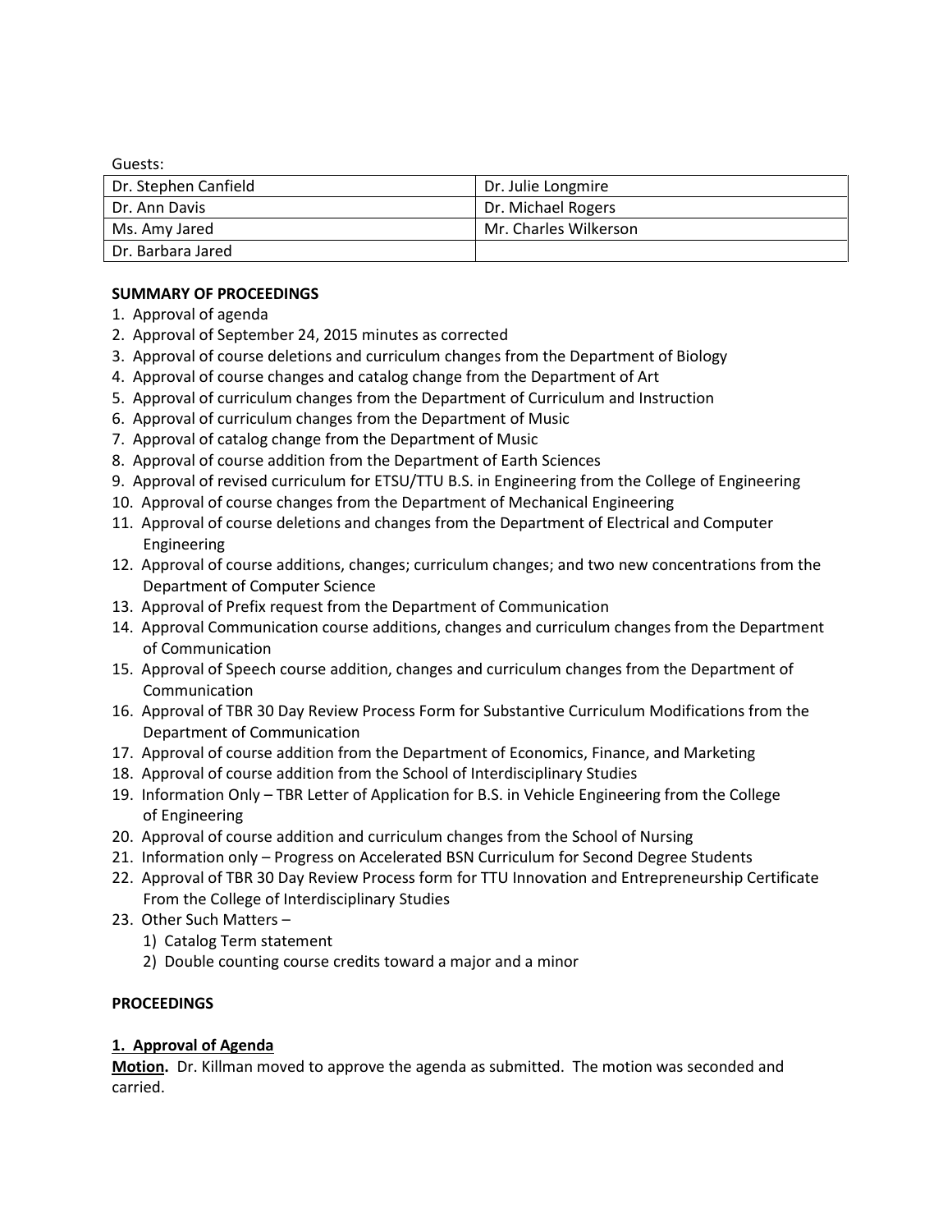Guests:

| Dr. Stephen Canfield | Dr. Julie Longmire |
|---|---|
| Dr. Ann Davis | Dr. Michael Rogers |
| Ms. Amy Jared | Mr. Charles Wilkerson |
| Dr. Barbara Jared | |

**SUMMARY OF PROCEEDINGS**

1. Approval of agenda
2. Approval of September 24, 2015 minutes as corrected
3. Approval of course deletions and curriculum changes from the Department of Biology
4. Approval of course changes and catalog change from the Department of Art
5. Approval of curriculum changes from the Department of Curriculum and Instruction
6. Approval of curriculum changes from the Department of Music
7. Approval of catalog change from the Department of Music
8. Approval of course addition from the Department of Earth Sciences
9. Approval of revised curriculum for ETSU/TTU B.S. in Engineering from the College of Engineering
10. Approval of course changes from the Department of Mechanical Engineering
11. Approval of course deletions and changes from the Department of Electrical and Computer Engineering
12. Approval of course additions, changes; curriculum changes; and two new concentrations from the Department of Computer Science
13. Approval of Prefix request from the Department of Communication
14. Approval Communication course additions, changes and curriculum changes from the Department of Communication
15. Approval of Speech course addition, changes and curriculum changes from the Department of Communication
16. Approval of TBR 30 Day Review Process Form for Substantive Curriculum Modifications from the Department of Communication
17. Approval of course addition from the Department of Economics, Finance, and Marketing
18. Approval of course addition from the School of Interdisciplinary Studies
19. Information Only – TBR Letter of Application for B.S. in Vehicle Engineering from the College of Engineering
20. Approval of course addition and curriculum changes from the School of Nursing
21. Information only – Progress on Accelerated BSN Curriculum for Second Degree Students
22. Approval of TBR 30 Day Review Process form for TTU Innovation and Entrepreneurship Certificate From the College of Interdisciplinary Studies
23. Other Such Matters –
    1) Catalog Term statement
    2) Double counting course credits toward a major and a minor

**PROCEEDINGS**

**1. Approval of Agenda**

**Motion.** Dr. Killman moved to approve the agenda as submitted. The motion was seconded and carried.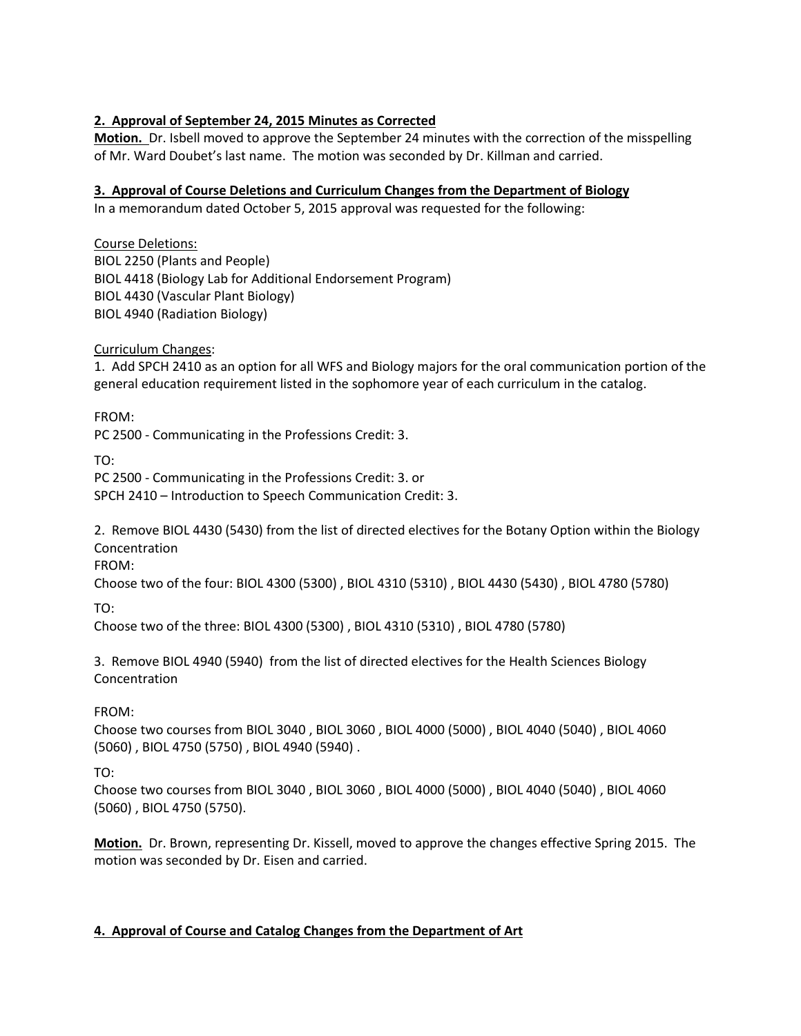**2. Approval of September 24, 2015 Minutes as Corrected**

**Motion.** Dr. Isbell moved to approve the September 24 minutes with the correction of the misspelling of Mr. Ward Doubet's last name. The motion was seconded by Dr. Killman and carried.

**3. Approval of Course Deletions and Curriculum Changes from the Department of Biology**

In a memorandum dated October 5, 2015 approval was requested for the following:

Course Deletions:
BIOL 2250 (Plants and People)
BIOL 4418 (Biology Lab for Additional Endorsement Program)
BIOL 4430 (Vascular Plant Biology)
BIOL 4940 (Radiation Biology)

Curriculum Changes:

1. Add SPCH 2410 as an option for all WFS and Biology majors for the oral communication portion of the general education requirement listed in the sophomore year of each curriculum in the catalog.

FROM:
PC 2500 - Communicating in the Professions Credit: 3.

TO:
PC 2500 - Communicating in the Professions Credit: 3. or
SPCH 2410 – Introduction to Speech Communication Credit: 3.

2. Remove BIOL 4430 (5430) from the list of directed electives for the Botany Option within the Biology Concentration

FROM:
Choose two of the four: BIOL 4300 (5300) , BIOL 4310 (5310) , BIOL 4430 (5430) , BIOL 4780 (5780)

TO:
Choose two of the three: BIOL 4300 (5300) , BIOL 4310 (5310) , BIOL 4780 (5780)

3. Remove BIOL 4940 (5940) from the list of directed electives for the Health Sciences Biology Concentration

FROM:
Choose two courses from BIOL 3040 , BIOL 3060 , BIOL 4000 (5000) , BIOL 4040 (5040) , BIOL 4060 (5060) , BIOL 4750 (5750) , BIOL 4940 (5940) .

TO:
Choose two courses from BIOL 3040 , BIOL 3060 , BIOL 4000 (5000) , BIOL 4040 (5040) , BIOL 4060 (5060) , BIOL 4750 (5750).

**Motion.** Dr. Brown, representing Dr. Kissell, moved to approve the changes effective Spring 2015. The motion was seconded by Dr. Eisen and carried.

**4. Approval of Course and Catalog Changes from the Department of Art**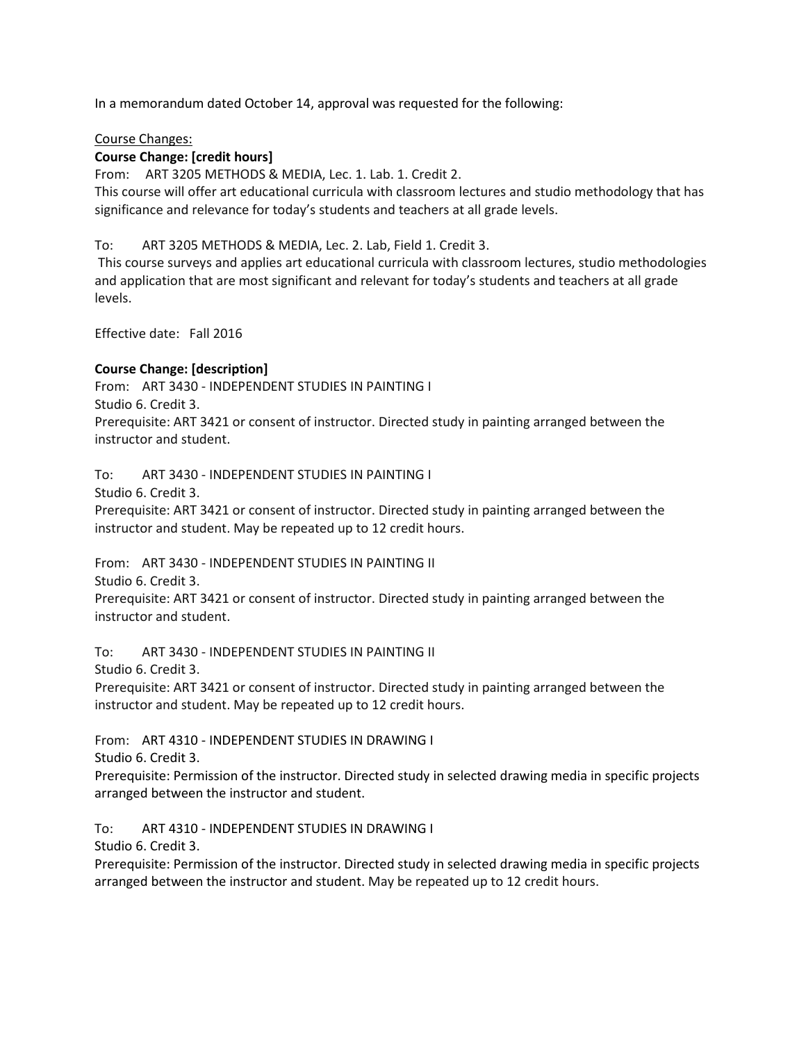In a memorandum dated October 14, approval was requested for the following:

Course Changes:

**Course Change: [credit hours]**

From: ART 3205 METHODS & MEDIA, Lec. 1. Lab. 1. Credit 2.
This course will offer art educational curricula with classroom lectures and studio methodology that has significance and relevance for today's students and teachers at all grade levels.

To: ART 3205 METHODS & MEDIA, Lec. 2. Lab, Field 1. Credit 3.
This course surveys and applies art educational curricula with classroom lectures, studio methodologies and application that are most significant and relevant for today's students and teachers at all grade levels.

Effective date: Fall 2016

**Course Change: [description]**

From: ART 3430 - INDEPENDENT STUDIES IN PAINTING I
Studio 6. Credit 3.
Prerequisite: ART 3421 or consent of instructor. Directed study in painting arranged between the instructor and student.

To: ART 3430 - INDEPENDENT STUDIES IN PAINTING I
Studio 6. Credit 3.
Prerequisite: ART 3421 or consent of instructor. Directed study in painting arranged between the instructor and student. May be repeated up to 12 credit hours.

From: ART 3430 - INDEPENDENT STUDIES IN PAINTING II
Studio 6. Credit 3.
Prerequisite: ART 3421 or consent of instructor. Directed study in painting arranged between the instructor and student.

To: ART 3430 - INDEPENDENT STUDIES IN PAINTING II
Studio 6. Credit 3.
Prerequisite: ART 3421 or consent of instructor. Directed study in painting arranged between the instructor and student. May be repeated up to 12 credit hours.

From: ART 4310 - INDEPENDENT STUDIES IN DRAWING I
Studio 6. Credit 3.
Prerequisite: Permission of the instructor. Directed study in selected drawing media in specific projects arranged between the instructor and student.

To: ART 4310 - INDEPENDENT STUDIES IN DRAWING I
Studio 6. Credit 3.
Prerequisite: Permission of the instructor. Directed study in selected drawing media in specific projects arranged between the instructor and student. May be repeated up to 12 credit hours.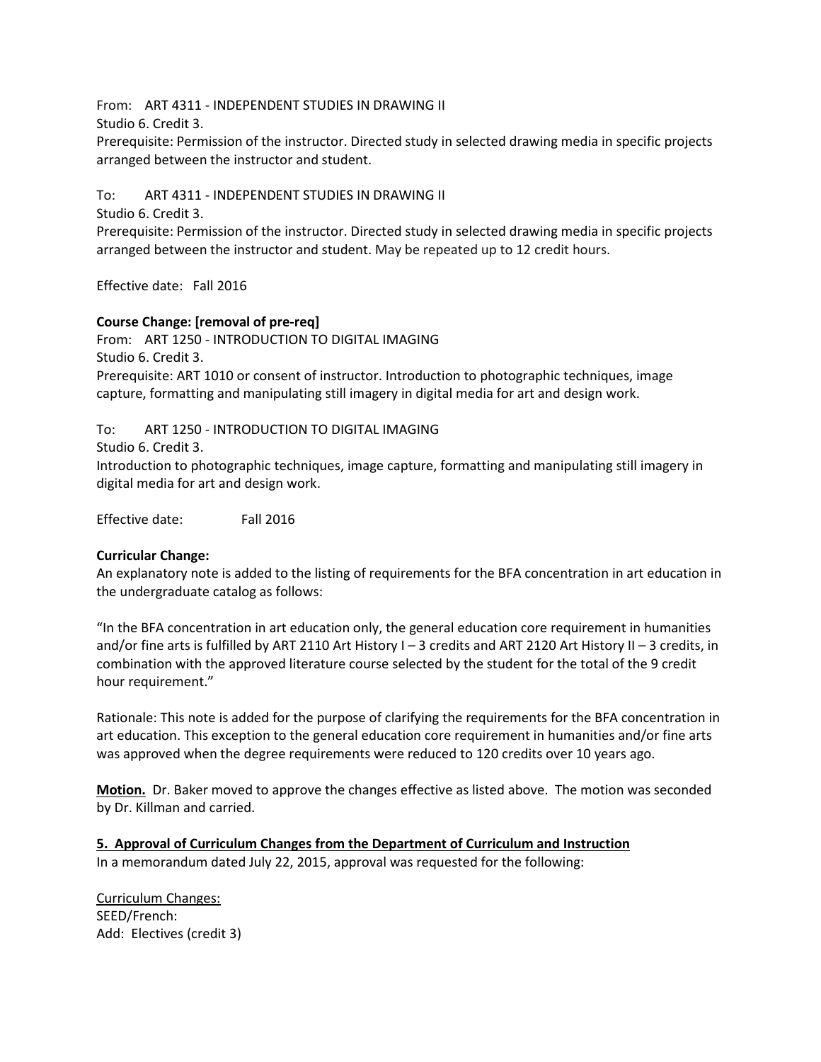From: ART 4311 - INDEPENDENT STUDIES IN DRAWING II
Studio 6. Credit 3.
Prerequisite: Permission of the instructor. Directed study in selected drawing media in specific projects arranged between the instructor and student.

To: ART 4311 - INDEPENDENT STUDIES IN DRAWING II
Studio 6. Credit 3.
Prerequisite: Permission of the instructor. Directed study in selected drawing media in specific projects arranged between the instructor and student. May be repeated up to 12 credit hours.

Effective date: Fall 2016

**Course Change: [removal of pre-req]**
From: ART 1250 - INTRODUCTION TO DIGITAL IMAGING
Studio 6. Credit 3.
Prerequisite: ART 1010 or consent of instructor. Introduction to photographic techniques, image capture, formatting and manipulating still imagery in digital media for art and design work.

To: ART 1250 - INTRODUCTION TO DIGITAL IMAGING
Studio 6. Credit 3.
Introduction to photographic techniques, image capture, formatting and manipulating still imagery in digital media for art and design work.

Effective date: Fall 2016

**Curricular Change:**
An explanatory note is added to the listing of requirements for the BFA concentration in art education in the undergraduate catalog as follows:

"In the BFA concentration in art education only, the general education core requirement in humanities and/or fine arts is fulfilled by ART 2110 Art History I – 3 credits and ART 2120 Art History II – 3 credits, in combination with the approved literature course selected by the student for the total of the 9 credit hour requirement."

Rationale: This note is added for the purpose of clarifying the requirements for the BFA concentration in art education. This exception to the general education core requirement in humanities and/or fine arts was approved when the degree requirements were reduced to 120 credits over 10 years ago.

**Motion.** Dr. Baker moved to approve the changes effective as listed above. The motion was seconded by Dr. Killman and carried.

**5. Approval of Curriculum Changes from the Department of Curriculum and Instruction**
In a memorandum dated July 22, 2015, approval was requested for the following:

Curriculum Changes:
SEED/French:
Add: Electives (credit 3)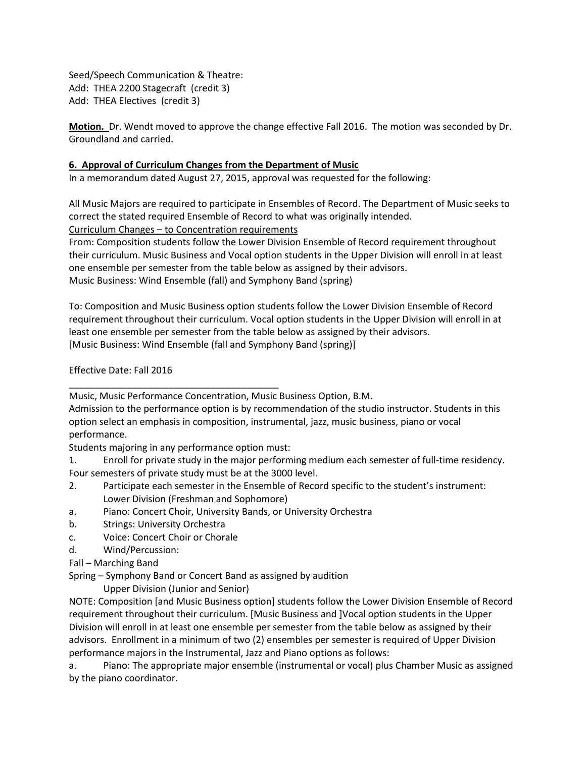Seed/Speech Communication & Theatre:
Add: THEA 2200 Stagecraft (credit 3)
Add: THEA Electives (credit 3)

**Motion.** Dr. Wendt moved to approve the change effective Fall 2016. The motion was seconded by Dr. Groundland and carried.

**6. Approval of Curriculum Changes from the Department of Music**

In a memorandum dated August 27, 2015, approval was requested for the following:

All Music Majors are required to participate in Ensembles of Record. The Department of Music seeks to correct the stated required Ensemble of Record to what was originally intended.
Curriculum Changes – to Concentration requirements
From: Composition students follow the Lower Division Ensemble of Record requirement throughout their curriculum. Music Business and Vocal option students in the Upper Division will enroll in at least one ensemble per semester from the table below as assigned by their advisors.
Music Business: Wind Ensemble (fall) and Symphony Band (spring)

To: Composition and Music Business option students follow the Lower Division Ensemble of Record requirement throughout their curriculum. Vocal option students in the Upper Division will enroll in at least one ensemble per semester from the table below as assigned by their advisors.
[Music Business: Wind Ensemble (fall and Symphony Band (spring)]

Effective Date: Fall 2016

\_\_\_\_\_\_\_\_\_\_\_\_\_\_\_\_\_\_\_\_\_\_\_\_\_\_\_\_\_\_\_\_\_\_\_\_\_\_\_\_

Music, Music Performance Concentration, Music Business Option, B.M.
Admission to the performance option is by recommendation of the studio instructor. Students in this option select an emphasis in composition, instrumental, jazz, music business, piano or vocal performance.
Students majoring in any performance option must:

1. Enroll for private study in the major performing medium each semester of full-time residency. Four semesters of private study must be at the 3000 level.
2. Participate each semester in the Ensemble of Record specific to the student's instrument:
   Lower Division (Freshman and Sophomore)

a. Piano: Concert Choir, University Bands, or University Orchestra
b. Strings: University Orchestra
c. Voice: Concert Choir or Chorale
d. Wind/Percussion:

Fall – Marching Band
Spring – Symphony Band or Concert Band as assigned by audition
Upper Division (Junior and Senior)

NOTE: Composition [and Music Business option] students follow the Lower Division Ensemble of Record requirement throughout their curriculum. [Music Business and ]Vocal option students in the Upper Division will enroll in at least one ensemble per semester from the table below as assigned by their advisors. Enrollment in a minimum of two (2) ensembles per semester is required of Upper Division performance majors in the Instrumental, Jazz and Piano options as follows:

a. Piano: The appropriate major ensemble (instrumental or vocal) plus Chamber Music as assigned by the piano coordinator.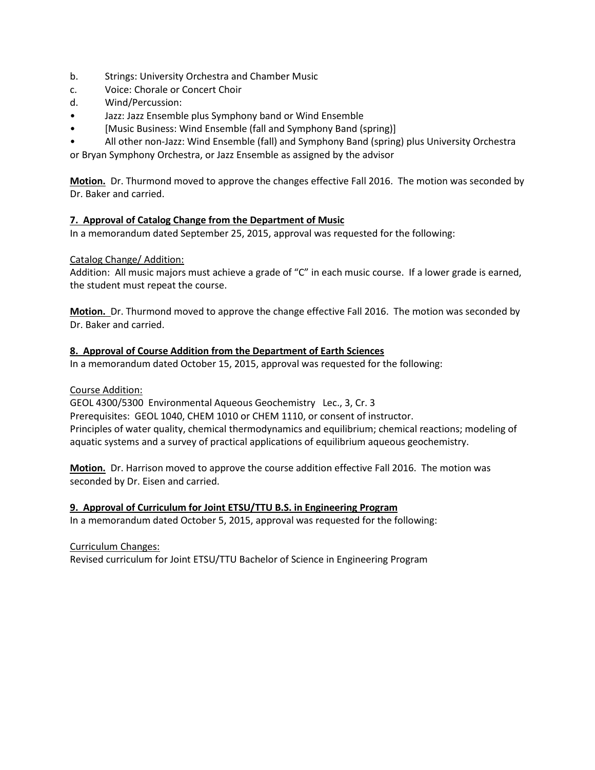b. Strings: University Orchestra and Chamber Music
c. Voice: Chorale or Concert Choir
d. Wind/Percussion:
- Jazz: Jazz Ensemble plus Symphony band or Wind Ensemble
- [Music Business: Wind Ensemble (fall and Symphony Band (spring)]
- All other non-Jazz: Wind Ensemble (fall) and Symphony Band (spring) plus University Orchestra or Bryan Symphony Orchestra, or Jazz Ensemble as assigned by the advisor

**Motion.** Dr. Thurmond moved to approve the changes effective Fall 2016. The motion was seconded by Dr. Baker and carried.

**7. Approval of Catalog Change from the Department of Music**

In a memorandum dated September 25, 2015, approval was requested for the following:

Catalog Change/ Addition:

Addition: All music majors must achieve a grade of "C" in each music course. If a lower grade is earned, the student must repeat the course.

**Motion.** Dr. Thurmond moved to approve the change effective Fall 2016. The motion was seconded by Dr. Baker and carried.

**8. Approval of Course Addition from the Department of Earth Sciences**

In a memorandum dated October 15, 2015, approval was requested for the following:

Course Addition:

GEOL 4300/5300 Environmental Aqueous Geochemistry Lec., 3, Cr. 3
Prerequisites: GEOL 1040, CHEM 1010 or CHEM 1110, or consent of instructor.
Principles of water quality, chemical thermodynamics and equilibrium; chemical reactions; modeling of aquatic systems and a survey of practical applications of equilibrium aqueous geochemistry.

**Motion.** Dr. Harrison moved to approve the course addition effective Fall 2016. The motion was seconded by Dr. Eisen and carried.

**9. Approval of Curriculum for Joint ETSU/TTU B.S. in Engineering Program**

In a memorandum dated October 5, 2015, approval was requested for the following:

Curriculum Changes:

Revised curriculum for Joint ETSU/TTU Bachelor of Science in Engineering Program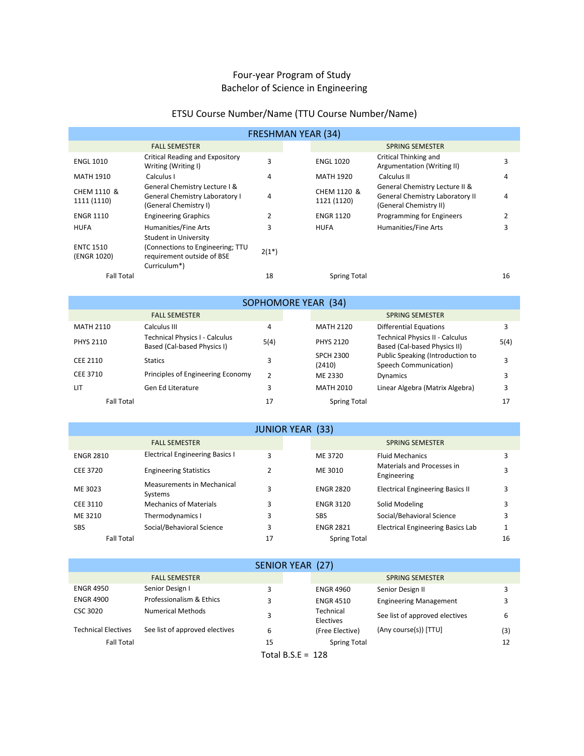# Four-year Program of Study
## Bachelor of Science in Engineering

ETSU Course Number/Name (TTU Course Number/Name)

| FRESHMAN YEAR (34) | | | | | |
|---|---|---|---|---|---|
| FALL SEMESTER | | | SPRING SEMESTER | | |
| ENGL 1010 | Critical Reading and Expository Writing (Writing I) | 3 | ENGL 1020 | Critical Thinking and Argumentation (Writing II) | 3 |
| MATH 1910 | Calculus I | 4 | MATH 1920 | Calculus II | 4 |
| CHEM 1110 & 1111 (1110) | General Chemistry Lecture I & General Chemistry Laboratory I (General Chemistry I) | 4 | CHEM 1120 & 1121 (1120) | General Chemistry Lecture II & General Chemistry Laboratory II (General Chemistry II) | 4 |
| ENGR 1110 | Engineering Graphics | 2 | ENGR 1120 | Programming for Engineers | 2 |
| HUFA | Humanities/Fine Arts | 3 | HUFA | Humanities/Fine Arts | 3 |
| ENTC 1510 (ENGR 1020) | Student in University (Connections to Engineering; TTU requirement outside of BSE Curriculum*) | 2(1*) | | | |
| Fall Total | | 18 | Spring Total | | 16 |

| SOPHOMORE YEAR (34) | | | | | |
|---|---|---|---|---|---|
| FALL SEMESTER | | | SPRING SEMESTER | | |
| MATH 2110 | Calculus III | 4 | MATH 2120 | Differential Equations | 3 |
| PHYS 2110 | Technical Physics I - Calculus Based (Cal-based Physics I) | 5(4) | PHYS 2120 | Technical Physics II - Calculus Based (Cal-based Physics II) | 5(4) |
| CEE 2110 | Statics | 3 | SPCH 2300 (2410) | Public Speaking (Introduction to Speech Communication) | 3 |
| CEE 3710 | Principles of Engineering Economy | 2 | ME 2330 | Dynamics | 3 |
| LIT | Gen Ed Literature | 3 | MATH 2010 | Linear Algebra (Matrix Algebra) | 3 |
| Fall Total | | 17 | Spring Total | | 17 |

| JUNIOR YEAR (33) | | | | | |
|---|---|---|---|---|---|
| FALL SEMESTER | | | SPRING SEMESTER | | |
| ENGR 2810 | Electrical Engineering Basics I | 3 | ME 3720 | Fluid Mechanics | 3 |
| CEE 3720 | Engineering Statistics | 2 | ME 3010 | Materials and Processes in Engineering | 3 |
| ME 3023 | Measurements in Mechanical Systems | 3 | ENGR 2820 | Electrical Engineering Basics II | 3 |
| CEE 3110 | Mechanics of Materials | 3 | ENGR 3120 | Solid Modeling | 3 |
| ME 3210 | Thermodynamics I | 3 | SBS | Social/Behavioral Science | 3 |
| SBS | Social/Behavioral Science | 3 | ENGR 2821 | Electrical Engineering Basics Lab | 1 |
| Fall Total | | 17 | Spring Total | | 16 |

| SENIOR YEAR (27) | | | | | |
|---|---|---|---|---|---|
| FALL SEMESTER | | | SPRING SEMESTER | | |
| ENGR 4950 | Senior Design I | 3 | ENGR 4960 | Senior Design II | 3 |
| ENGR 4900 | Professionalism & Ethics | 3 | ENGR 4510 | Engineering Management | 3 |
| CSC 3020 | Numerical Methods | 3 | Technical Electives | See list of approved electives | 6 |
| Technical Electives | See list of approved electives | 6 | (Free Elective) | (Any course(s)) [TTU] | (3) |
| Fall Total | | 15 | Spring Total | | 12 |

Total B.S.E = 128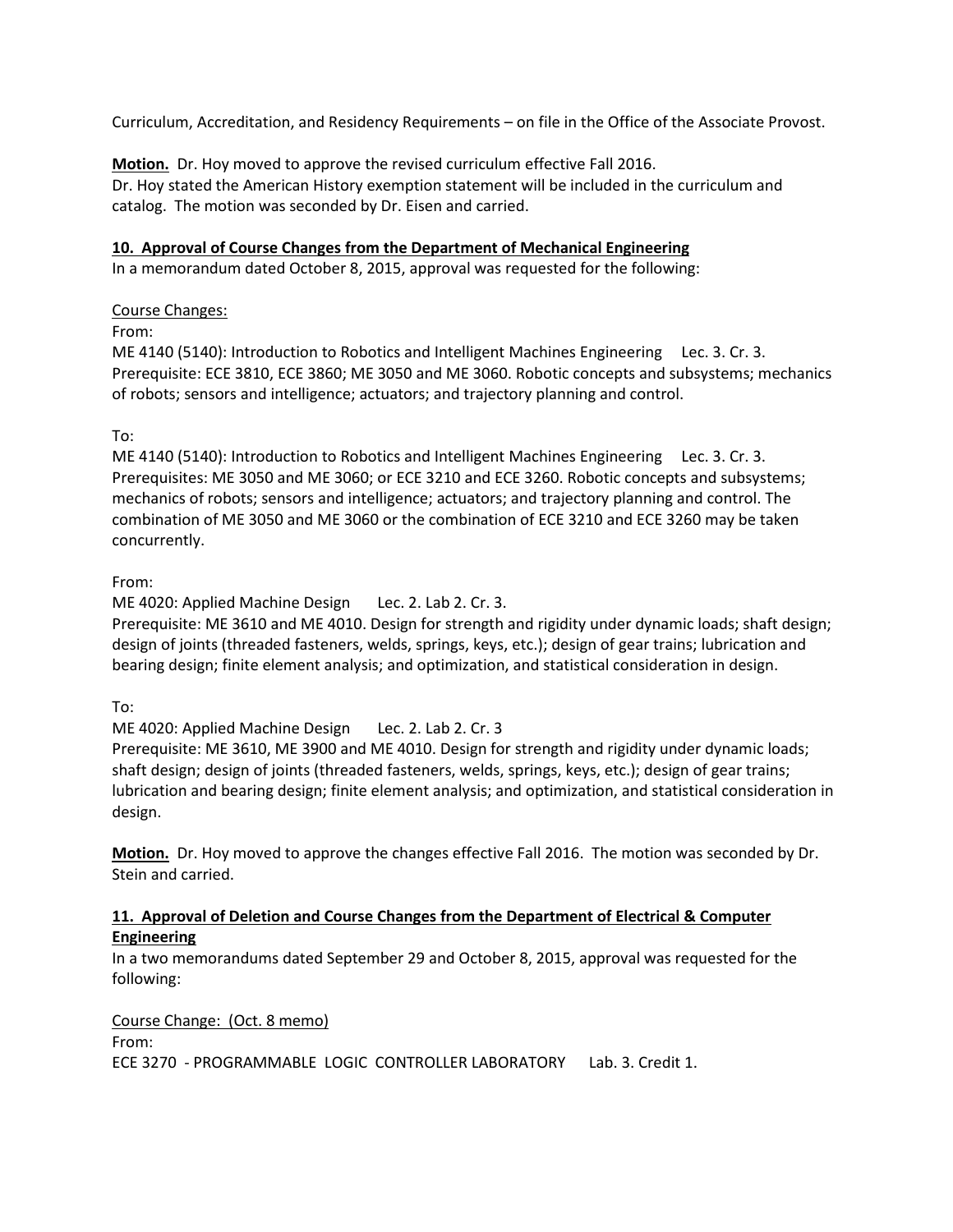Curriculum, Accreditation, and Residency Requirements – on file in the Office of the Associate Provost.

**Motion.** Dr. Hoy moved to approve the revised curriculum effective Fall 2016.
Dr. Hoy stated the American History exemption statement will be included in the curriculum and catalog. The motion was seconded by Dr. Eisen and carried.

**10. Approval of Course Changes from the Department of Mechanical Engineering**

In a memorandum dated October 8, 2015, approval was requested for the following:

Course Changes:

From:

ME 4140 (5140): Introduction to Robotics and Intelligent Machines Engineering Lec. 3. Cr. 3.
Prerequisite: ECE 3810, ECE 3860; ME 3050 and ME 3060. Robotic concepts and subsystems; mechanics of robots; sensors and intelligence; actuators; and trajectory planning and control.

To:

ME 4140 (5140): Introduction to Robotics and Intelligent Machines Engineering Lec. 3. Cr. 3.
Prerequisites: ME 3050 and ME 3060; or ECE 3210 and ECE 3260. Robotic concepts and subsystems; mechanics of robots; sensors and intelligence; actuators; and trajectory planning and control. The combination of ME 3050 and ME 3060 or the combination of ECE 3210 and ECE 3260 may be taken concurrently.

From:

ME 4020: Applied Machine Design Lec. 2. Lab 2. Cr. 3.
Prerequisite: ME 3610 and ME 4010. Design for strength and rigidity under dynamic loads; shaft design; design of joints (threaded fasteners, welds, springs, keys, etc.); design of gear trains; lubrication and bearing design; finite element analysis; and optimization, and statistical consideration in design.

To:

ME 4020: Applied Machine Design Lec. 2. Lab 2. Cr. 3
Prerequisite: ME 3610, ME 3900 and ME 4010. Design for strength and rigidity under dynamic loads; shaft design; design of joints (threaded fasteners, welds, springs, keys, etc.); design of gear trains; lubrication and bearing design; finite element analysis; and optimization, and statistical consideration in design.

**Motion.** Dr. Hoy moved to approve the changes effective Fall 2016. The motion was seconded by Dr. Stein and carried.

**11. Approval of Deletion and Course Changes from the Department of Electrical & Computer Engineering**

In a two memorandums dated September 29 and October 8, 2015, approval was requested for the following:

Course Change: (Oct. 8 memo)

From:

ECE 3270 - PROGRAMMABLE LOGIC CONTROLLER LABORATORY Lab. 3. Credit 1.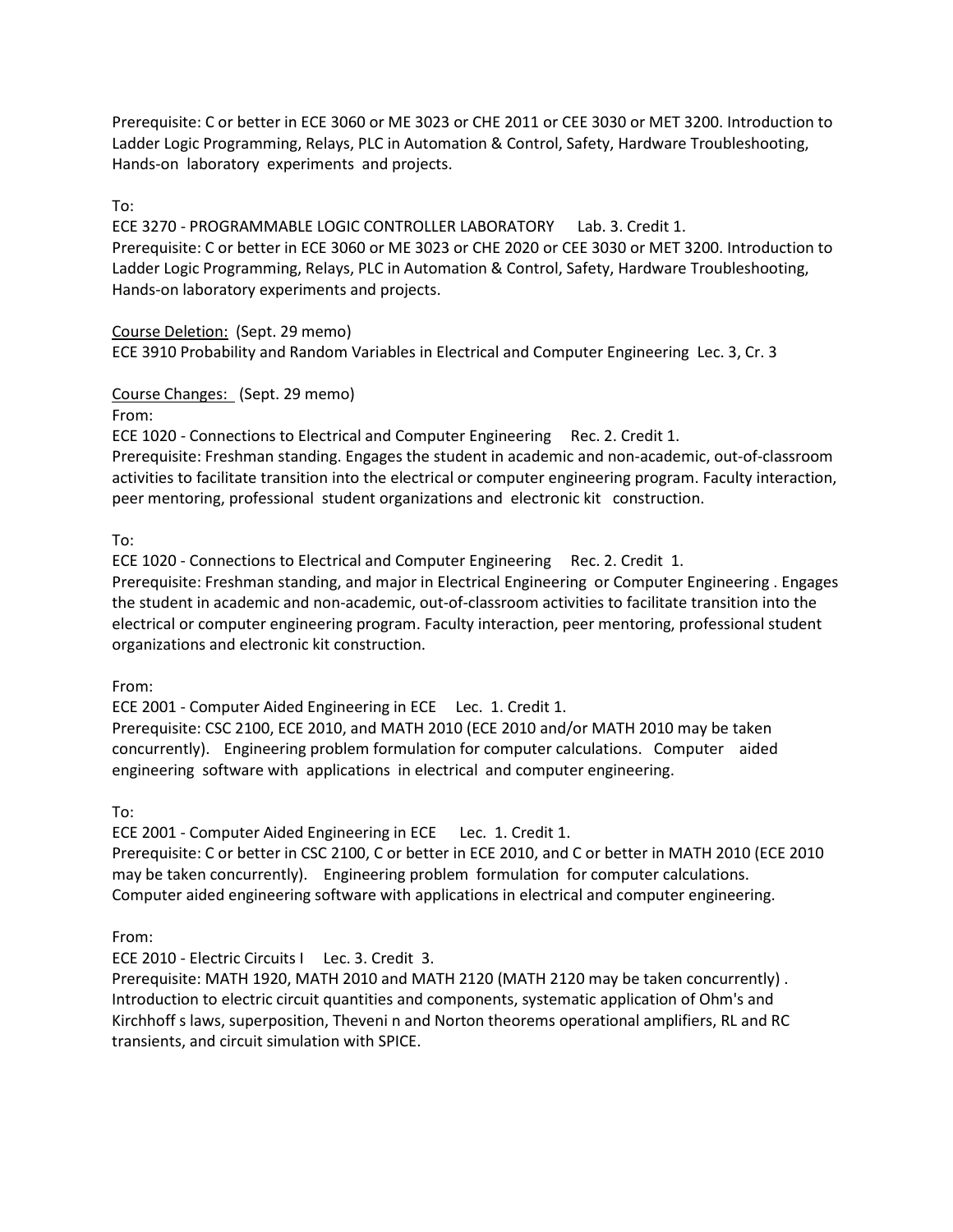Prerequisite: C or better in ECE 3060 or ME 3023 or CHE 2011 or CEE 3030 or MET 3200. Introduction to Ladder Logic Programming, Relays, PLC in Automation & Control, Safety, Hardware Troubleshooting, Hands-on laboratory experiments and projects.

To:

ECE 3270 - PROGRAMMABLE LOGIC CONTROLLER LABORATORY Lab. 3. Credit 1.
Prerequisite: C or better in ECE 3060 or ME 3023 or CHE 2020 or CEE 3030 or MET 3200. Introduction to Ladder Logic Programming, Relays, PLC in Automation & Control, Safety, Hardware Troubleshooting, Hands-on laboratory experiments and projects.

<u>Course Deletion:</u> (Sept. 29 memo)

ECE 3910 Probability and Random Variables in Electrical and Computer Engineering Lec. 3, Cr. 3

<u>Course Changes:</u> (Sept. 29 memo)

From:

ECE 1020 - Connections to Electrical and Computer Engineering Rec. 2. Credit 1.
Prerequisite: Freshman standing. Engages the student in academic and non-academic, out-of-classroom activities to facilitate transition into the electrical or computer engineering program. Faculty interaction, peer mentoring, professional student organizations and electronic kit construction.

To:

ECE 1020 - Connections to Electrical and Computer Engineering Rec. 2. Credit 1.
Prerequisite: Freshman standing, and major in Electrical Engineering or Computer Engineering . Engages the student in academic and non-academic, out-of-classroom activities to facilitate transition into the electrical or computer engineering program. Faculty interaction, peer mentoring, professional student organizations and electronic kit construction.

From:

ECE 2001 - Computer Aided Engineering in ECE Lec. 1. Credit 1.
Prerequisite: CSC 2100, ECE 2010, and MATH 2010 (ECE 2010 and/or MATH 2010 may be taken concurrently). Engineering problem formulation for computer calculations. Computer aided engineering software with applications in electrical and computer engineering.

To:

ECE 2001 - Computer Aided Engineering in ECE Lec. 1. Credit 1.
Prerequisite: C or better in CSC 2100, C or better in ECE 2010, and C or better in MATH 2010 (ECE 2010 may be taken concurrently). Engineering problem formulation for computer calculations. Computer aided engineering software with applications in electrical and computer engineering.

From:

ECE 2010 - Electric Circuits I Lec. 3. Credit 3.
Prerequisite: MATH 1920, MATH 2010 and MATH 2120 (MATH 2120 may be taken concurrently) . Introduction to electric circuit quantities and components, systematic application of Ohm's and Kirchhoff s laws, superposition, Theveni n and Norton theorems operational amplifiers, RL and RC transients, and circuit simulation with SPICE.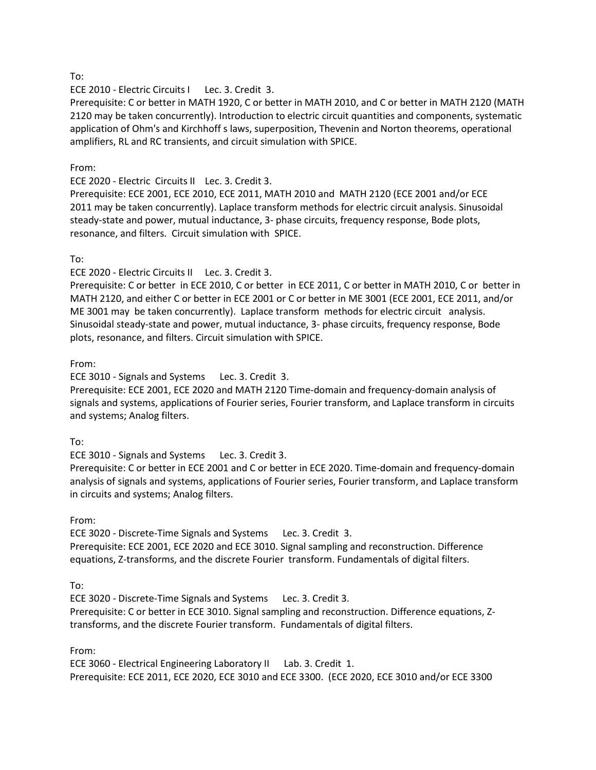To:

ECE 2010 - Electric Circuits I Lec. 3. Credit 3.

Prerequisite: C or better in MATH 1920, C or better in MATH 2010, and C or better in MATH 2120 (MATH 2120 may be taken concurrently). Introduction to electric circuit quantities and components, systematic application of Ohm's and Kirchhoff s laws, superposition, Thevenin and Norton theorems, operational amplifiers, RL and RC transients, and circuit simulation with SPICE.

From:

ECE 2020 - Electric Circuits II Lec. 3. Credit 3.

Prerequisite: ECE 2001, ECE 2010, ECE 2011, MATH 2010 and MATH 2120 (ECE 2001 and/or ECE 2011 may be taken concurrently). Laplace transform methods for electric circuit analysis. Sinusoidal steady-state and power, mutual inductance, 3- phase circuits, frequency response, Bode plots, resonance, and filters. Circuit simulation with SPICE.

To:

ECE 2020 - Electric Circuits II Lec. 3. Credit 3.

Prerequisite: C or better in ECE 2010, C or better in ECE 2011, C or better in MATH 2010, C or better in MATH 2120, and either C or better in ECE 2001 or C or better in ME 3001 (ECE 2001, ECE 2011, and/or ME 3001 may be taken concurrently). Laplace transform methods for electric circuit analysis. Sinusoidal steady-state and power, mutual inductance, 3- phase circuits, frequency response, Bode plots, resonance, and filters. Circuit simulation with SPICE.

From:

ECE 3010 - Signals and Systems Lec. 3. Credit 3.

Prerequisite: ECE 2001, ECE 2020 and MATH 2120 Time-domain and frequency-domain analysis of signals and systems, applications of Fourier series, Fourier transform, and Laplace transform in circuits and systems; Analog filters.

To:

ECE 3010 - Signals and Systems Lec. 3. Credit 3.

Prerequisite: C or better in ECE 2001 and C or better in ECE 2020. Time-domain and frequency-domain analysis of signals and systems, applications of Fourier series, Fourier transform, and Laplace transform in circuits and systems; Analog filters.

From:

ECE 3020 - Discrete-Time Signals and Systems Lec. 3. Credit 3.

Prerequisite: ECE 2001, ECE 2020 and ECE 3010. Signal sampling and reconstruction. Difference equations, Z-transforms, and the discrete Fourier transform. Fundamentals of digital filters.

To:

ECE 3020 - Discrete-Time Signals and Systems Lec. 3. Credit 3.

Prerequisite: C or better in ECE 3010. Signal sampling and reconstruction. Difference equations, Z-transforms, and the discrete Fourier transform. Fundamentals of digital filters.

From:

ECE 3060 - Electrical Engineering Laboratory II Lab. 3. Credit 1.

Prerequisite: ECE 2011, ECE 2020, ECE 3010 and ECE 3300. (ECE 2020, ECE 3010 and/or ECE 3300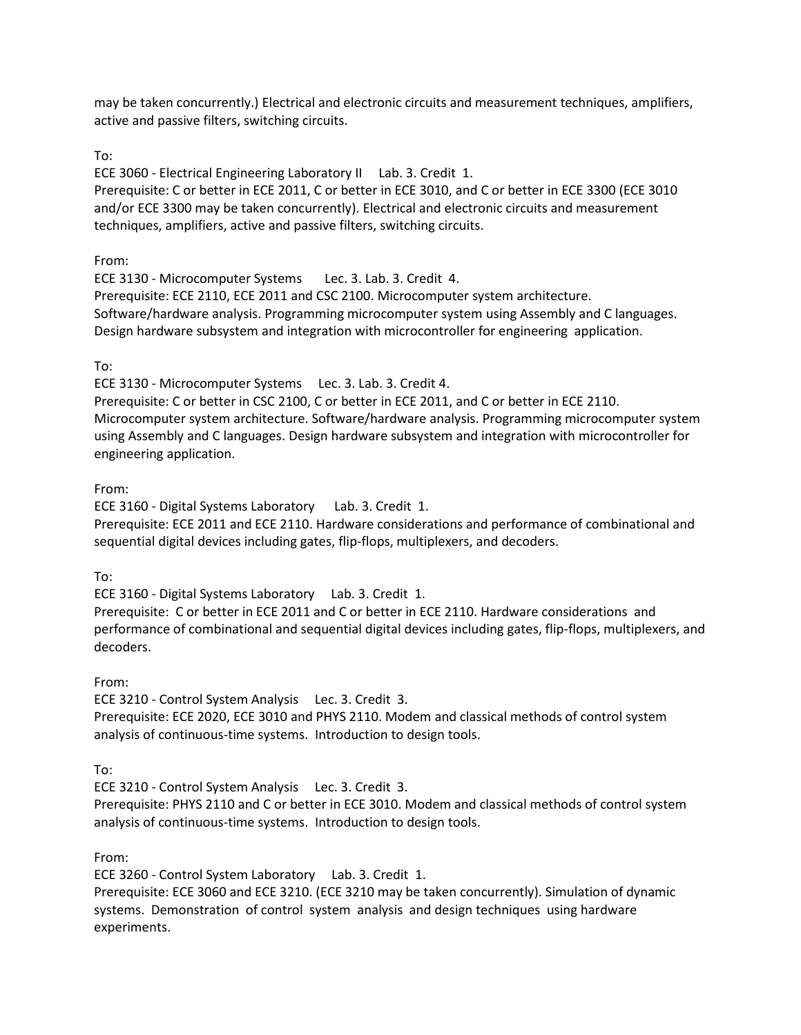may be taken concurrently.) Electrical and electronic circuits and measurement techniques, amplifiers, active and passive filters, switching circuits.

To:

ECE 3060 - Electrical Engineering Laboratory II  Lab. 3. Credit 1.

Prerequisite: C or better in ECE 2011, C or better in ECE 3010, and C or better in ECE 3300 (ECE 3010 and/or ECE 3300 may be taken concurrently). Electrical and electronic circuits and measurement techniques, amplifiers, active and passive filters, switching circuits.

From:

ECE 3130 - Microcomputer Systems  Lec. 3. Lab. 3. Credit 4.

Prerequisite: ECE 2110, ECE 2011 and CSC 2100. Microcomputer system architecture. Software/hardware analysis. Programming microcomputer system using Assembly and C languages. Design hardware subsystem and integration with microcontroller for engineering application.

To:

ECE 3130 - Microcomputer Systems  Lec. 3. Lab. 3. Credit 4.

Prerequisite: C or better in CSC 2100, C or better in ECE 2011, and C or better in ECE 2110. Microcomputer system architecture. Software/hardware analysis. Programming microcomputer system using Assembly and C languages. Design hardware subsystem and integration with microcontroller for engineering application.

From:

ECE 3160 - Digital Systems Laboratory  Lab. 3. Credit 1.

Prerequisite: ECE 2011 and ECE 2110. Hardware considerations and performance of combinational and sequential digital devices including gates, flip-flops, multiplexers, and decoders.

To:

ECE 3160 - Digital Systems Laboratory  Lab. 3. Credit 1.

Prerequisite: C or better in ECE 2011 and C or better in ECE 2110. Hardware considerations and performance of combinational and sequential digital devices including gates, flip-flops, multiplexers, and decoders.

From:

ECE 3210 - Control System Analysis  Lec. 3. Credit 3.

Prerequisite: ECE 2020, ECE 3010 and PHYS 2110. Modem and classical methods of control system analysis of continuous-time systems. Introduction to design tools.

To:

ECE 3210 - Control System Analysis  Lec. 3. Credit 3.

Prerequisite: PHYS 2110 and C or better in ECE 3010. Modem and classical methods of control system analysis of continuous-time systems. Introduction to design tools.

From:

ECE 3260 - Control System Laboratory  Lab. 3. Credit 1.

Prerequisite: ECE 3060 and ECE 3210. (ECE 3210 may be taken concurrently). Simulation of dynamic systems. Demonstration of control system analysis and design techniques using hardware experiments.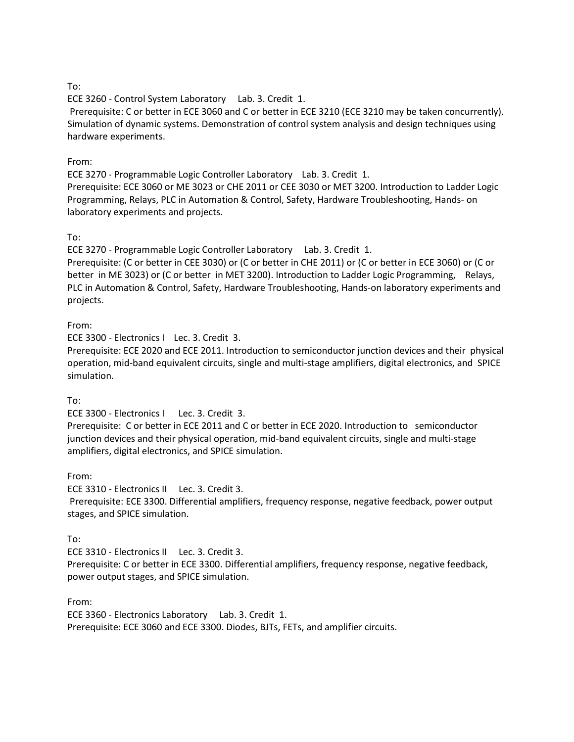To:

ECE 3260 - Control System Laboratory Lab. 3. Credit 1.

Prerequisite: C or better in ECE 3060 and C or better in ECE 3210 (ECE 3210 may be taken concurrently). Simulation of dynamic systems. Demonstration of control system analysis and design techniques using hardware experiments.

From:

ECE 3270 - Programmable Logic Controller Laboratory Lab. 3. Credit 1.

Prerequisite: ECE 3060 or ME 3023 or CHE 2011 or CEE 3030 or MET 3200. Introduction to Ladder Logic Programming, Relays, PLC in Automation & Control, Safety, Hardware Troubleshooting, Hands- on laboratory experiments and projects.

To:

ECE 3270 - Programmable Logic Controller Laboratory Lab. 3. Credit 1.

Prerequisite: (C or better in CEE 3030) or (C or better in CHE 2011) or (C or better in ECE 3060) or (C or better in ME 3023) or (C or better in MET 3200). Introduction to Ladder Logic Programming, Relays, PLC in Automation & Control, Safety, Hardware Troubleshooting, Hands-on laboratory experiments and projects.

From:

ECE 3300 - Electronics I Lec. 3. Credit 3.

Prerequisite: ECE 2020 and ECE 2011. Introduction to semiconductor junction devices and their physical operation, mid-band equivalent circuits, single and multi-stage amplifiers, digital electronics, and SPICE simulation.

To:

ECE 3300 - Electronics I Lec. 3. Credit 3.

Prerequisite: C or better in ECE 2011 and C or better in ECE 2020. Introduction to semiconductor junction devices and their physical operation, mid-band equivalent circuits, single and multi-stage amplifiers, digital electronics, and SPICE simulation.

From:

ECE 3310 - Electronics II Lec. 3. Credit 3.

Prerequisite: ECE 3300. Differential amplifiers, frequency response, negative feedback, power output stages, and SPICE simulation.

To:

ECE 3310 - Electronics II Lec. 3. Credit 3.

Prerequisite: C or better in ECE 3300. Differential amplifiers, frequency response, negative feedback, power output stages, and SPICE simulation.

From:

ECE 3360 - Electronics Laboratory Lab. 3. Credit 1.

Prerequisite: ECE 3060 and ECE 3300. Diodes, BJTs, FETs, and amplifier circuits.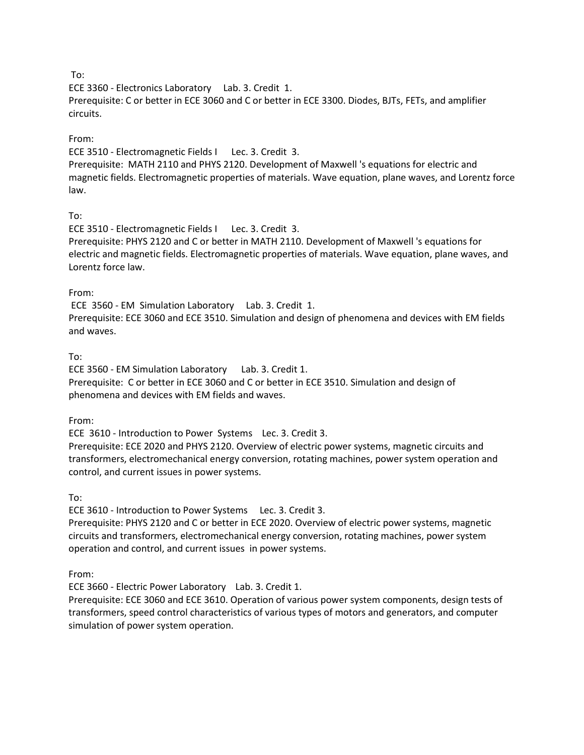To:

ECE 3360 - Electronics Laboratory Lab. 3. Credit 1.

Prerequisite: C or better in ECE 3060 and C or better in ECE 3300. Diodes, BJTs, FETs, and amplifier circuits.

From:

ECE 3510 - Electromagnetic Fields I Lec. 3. Credit 3.

Prerequisite: MATH 2110 and PHYS 2120. Development of Maxwell 's equations for electric and magnetic fields. Electromagnetic properties of materials. Wave equation, plane waves, and Lorentz force law.

To:

ECE 3510 - Electromagnetic Fields I Lec. 3. Credit 3.

Prerequisite: PHYS 2120 and C or better in MATH 2110. Development of Maxwell 's equations for electric and magnetic fields. Electromagnetic properties of materials. Wave equation, plane waves, and Lorentz force law.

From:

ECE 3560 - EM Simulation Laboratory Lab. 3. Credit 1.

Prerequisite: ECE 3060 and ECE 3510. Simulation and design of phenomena and devices with EM fields and waves.

To:

ECE 3560 - EM Simulation Laboratory Lab. 3. Credit 1.

Prerequisite: C or better in ECE 3060 and C or better in ECE 3510. Simulation and design of phenomena and devices with EM fields and waves.

From:

ECE 3610 - Introduction to Power Systems Lec. 3. Credit 3.

Prerequisite: ECE 2020 and PHYS 2120. Overview of electric power systems, magnetic circuits and transformers, electromechanical energy conversion, rotating machines, power system operation and control, and current issues in power systems.

To:

ECE 3610 - Introduction to Power Systems Lec. 3. Credit 3.

Prerequisite: PHYS 2120 and C or better in ECE 2020. Overview of electric power systems, magnetic circuits and transformers, electromechanical energy conversion, rotating machines, power system operation and control, and current issues in power systems.

From:

ECE 3660 - Electric Power Laboratory Lab. 3. Credit 1.

Prerequisite: ECE 3060 and ECE 3610. Operation of various power system components, design tests of transformers, speed control characteristics of various types of motors and generators, and computer simulation of power system operation.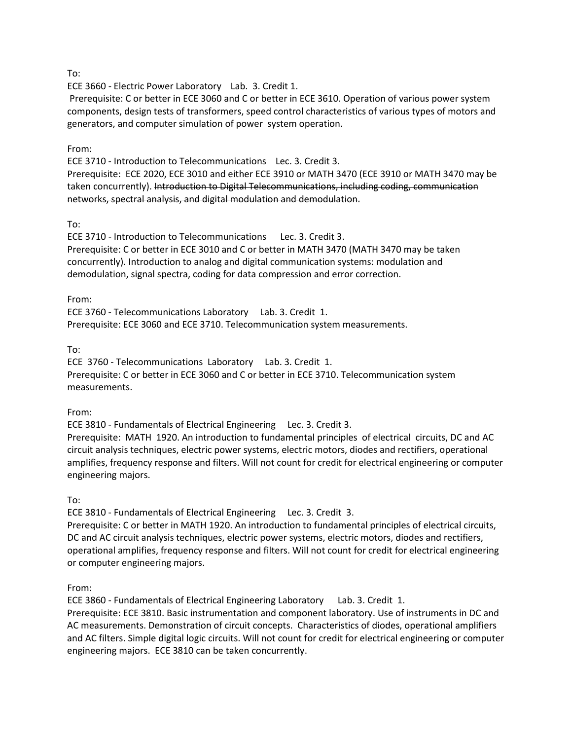To:

ECE 3660 - Electric Power Laboratory Lab. 3. Credit 1.

Prerequisite: C or better in ECE 3060 and C or better in ECE 3610. Operation of various power system components, design tests of transformers, speed control characteristics of various types of motors and generators, and computer simulation of power system operation.

From:

ECE 3710 - Introduction to Telecommunications Lec. 3. Credit 3.

Prerequisite: ECE 2020, ECE 3010 and either ECE 3910 or MATH 3470 (ECE 3910 or MATH 3470 may be taken concurrently). ~~Introduction to Digital Telecommunications, including coding, communication networks, spectral analysis, and digital modulation and demodulation.~~

To:

ECE 3710 - Introduction to Telecommunications Lec. 3. Credit 3.

Prerequisite: C or better in ECE 3010 and C or better in MATH 3470 (MATH 3470 may be taken concurrently). Introduction to analog and digital communication systems: modulation and demodulation, signal spectra, coding for data compression and error correction.

From:

ECE 3760 - Telecommunications Laboratory Lab. 3. Credit 1.

Prerequisite: ECE 3060 and ECE 3710. Telecommunication system measurements.

To:

ECE 3760 - Telecommunications Laboratory Lab. 3. Credit 1.

Prerequisite: C or better in ECE 3060 and C or better in ECE 3710. Telecommunication system measurements.

From:

ECE 3810 - Fundamentals of Electrical Engineering Lec. 3. Credit 3.

Prerequisite: MATH 1920. An introduction to fundamental principles of electrical circuits, DC and AC circuit analysis techniques, electric power systems, electric motors, diodes and rectifiers, operational amplifies, frequency response and filters. Will not count for credit for electrical engineering or computer engineering majors.

To:

ECE 3810 - Fundamentals of Electrical Engineering Lec. 3. Credit 3.

Prerequisite: C or better in MATH 1920. An introduction to fundamental principles of electrical circuits, DC and AC circuit analysis techniques, electric power systems, electric motors, diodes and rectifiers, operational amplifies, frequency response and filters. Will not count for credit for electrical engineering or computer engineering majors.

From:

ECE 3860 - Fundamentals of Electrical Engineering Laboratory Lab. 3. Credit 1.

Prerequisite: ECE 3810. Basic instrumentation and component laboratory. Use of instruments in DC and AC measurements. Demonstration of circuit concepts. Characteristics of diodes, operational amplifiers and AC filters. Simple digital logic circuits. Will not count for credit for electrical engineering or computer engineering majors. ECE 3810 can be taken concurrently.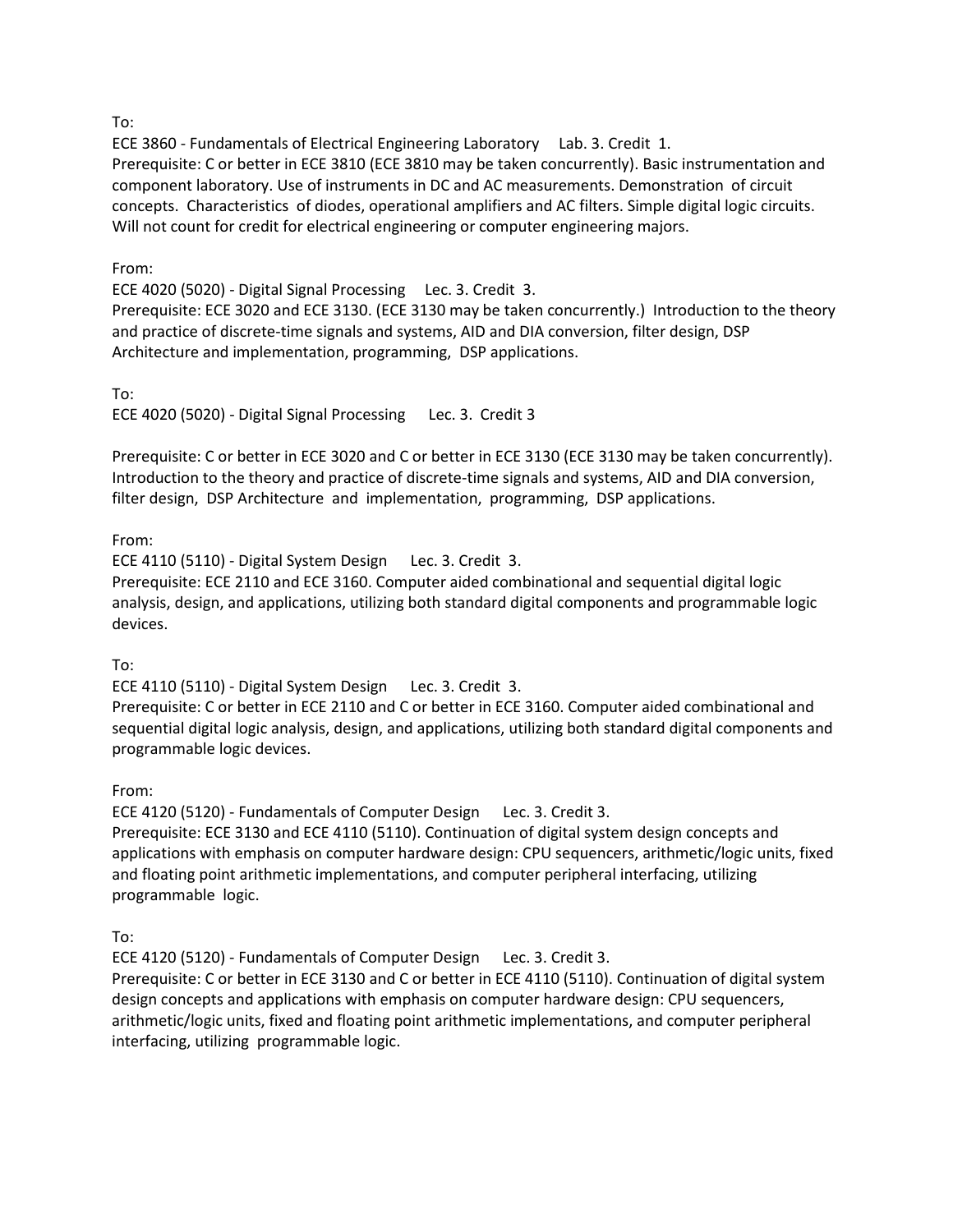To:

ECE 3860 - Fundamentals of Electrical Engineering Laboratory Lab. 3. Credit 1.
Prerequisite: C or better in ECE 3810 (ECE 3810 may be taken concurrently). Basic instrumentation and component laboratory. Use of instruments in DC and AC measurements. Demonstration of circuit concepts. Characteristics of diodes, operational amplifiers and AC filters. Simple digital logic circuits. Will not count for credit for electrical engineering or computer engineering majors.

From:

ECE 4020 (5020) - Digital Signal Processing Lec. 3. Credit 3.
Prerequisite: ECE 3020 and ECE 3130. (ECE 3130 may be taken concurrently.) Introduction to the theory and practice of discrete-time signals and systems, AID and DIA conversion, filter design, DSP Architecture and implementation, programming, DSP applications.

To:

ECE 4020 (5020) - Digital Signal Processing Lec. 3. Credit 3

Prerequisite: C or better in ECE 3020 and C or better in ECE 3130 (ECE 3130 may be taken concurrently). Introduction to the theory and practice of discrete-time signals and systems, AID and DIA conversion, filter design, DSP Architecture and implementation, programming, DSP applications.

From:

ECE 4110 (5110) - Digital System Design Lec. 3. Credit 3.
Prerequisite: ECE 2110 and ECE 3160. Computer aided combinational and sequential digital logic analysis, design, and applications, utilizing both standard digital components and programmable logic devices.

To:

ECE 4110 (5110) - Digital System Design Lec. 3. Credit 3.
Prerequisite: C or better in ECE 2110 and C or better in ECE 3160. Computer aided combinational and sequential digital logic analysis, design, and applications, utilizing both standard digital components and programmable logic devices.

From:

ECE 4120 (5120) - Fundamentals of Computer Design Lec. 3. Credit 3.
Prerequisite: ECE 3130 and ECE 4110 (5110). Continuation of digital system design concepts and applications with emphasis on computer hardware design: CPU sequencers, arithmetic/logic units, fixed and floating point arithmetic implementations, and computer peripheral interfacing, utilizing programmable logic.

To:

ECE 4120 (5120) - Fundamentals of Computer Design Lec. 3. Credit 3.
Prerequisite: C or better in ECE 3130 and C or better in ECE 4110 (5110). Continuation of digital system design concepts and applications with emphasis on computer hardware design: CPU sequencers, arithmetic/logic units, fixed and floating point arithmetic implementations, and computer peripheral interfacing, utilizing programmable logic.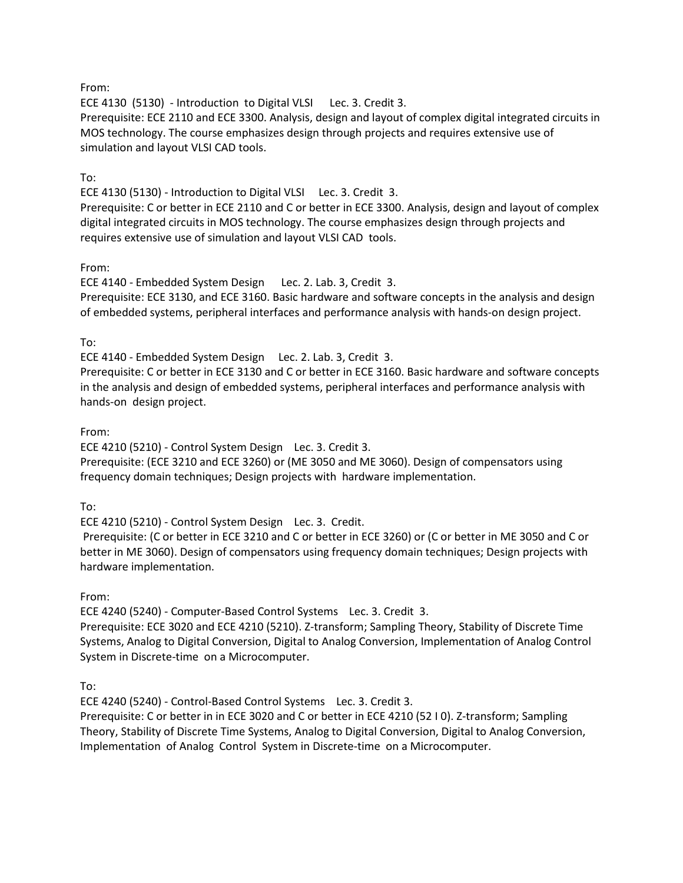From:

ECE 4130 (5130) - Introduction to Digital VLSI Lec. 3. Credit 3.

Prerequisite: ECE 2110 and ECE 3300. Analysis, design and layout of complex digital integrated circuits in MOS technology. The course emphasizes design through projects and requires extensive use of simulation and layout VLSI CAD tools.

To:

ECE 4130 (5130) - Introduction to Digital VLSI Lec. 3. Credit 3.

Prerequisite: C or better in ECE 2110 and C or better in ECE 3300. Analysis, design and layout of complex digital integrated circuits in MOS technology. The course emphasizes design through projects and requires extensive use of simulation and layout VLSI CAD tools.

From:

ECE 4140 - Embedded System Design Lec. 2. Lab. 3, Credit 3.

Prerequisite: ECE 3130, and ECE 3160. Basic hardware and software concepts in the analysis and design of embedded systems, peripheral interfaces and performance analysis with hands-on design project.

To:

ECE 4140 - Embedded System Design Lec. 2. Lab. 3, Credit 3.

Prerequisite: C or better in ECE 3130 and C or better in ECE 3160. Basic hardware and software concepts in the analysis and design of embedded systems, peripheral interfaces and performance analysis with hands-on design project.

From:

ECE 4210 (5210) - Control System Design Lec. 3. Credit 3.

Prerequisite: (ECE 3210 and ECE 3260) or (ME 3050 and ME 3060). Design of compensators using frequency domain techniques; Design projects with hardware implementation.

To:

ECE 4210 (5210) - Control System Design Lec. 3. Credit.

Prerequisite: (C or better in ECE 3210 and C or better in ECE 3260) or (C or better in ME 3050 and C or better in ME 3060). Design of compensators using frequency domain techniques; Design projects with hardware implementation.

From:

ECE 4240 (5240) - Computer-Based Control Systems Lec. 3. Credit 3.

Prerequisite: ECE 3020 and ECE 4210 (5210). Z-transform; Sampling Theory, Stability of Discrete Time Systems, Analog to Digital Conversion, Digital to Analog Conversion, Implementation of Analog Control System in Discrete-time on a Microcomputer.

To:

ECE 4240 (5240) - Control-Based Control Systems Lec. 3. Credit 3.

Prerequisite: C or better in in ECE 3020 and C or better in ECE 4210 (52 I 0). Z-transform; Sampling Theory, Stability of Discrete Time Systems, Analog to Digital Conversion, Digital to Analog Conversion, Implementation of Analog Control System in Discrete-time on a Microcomputer.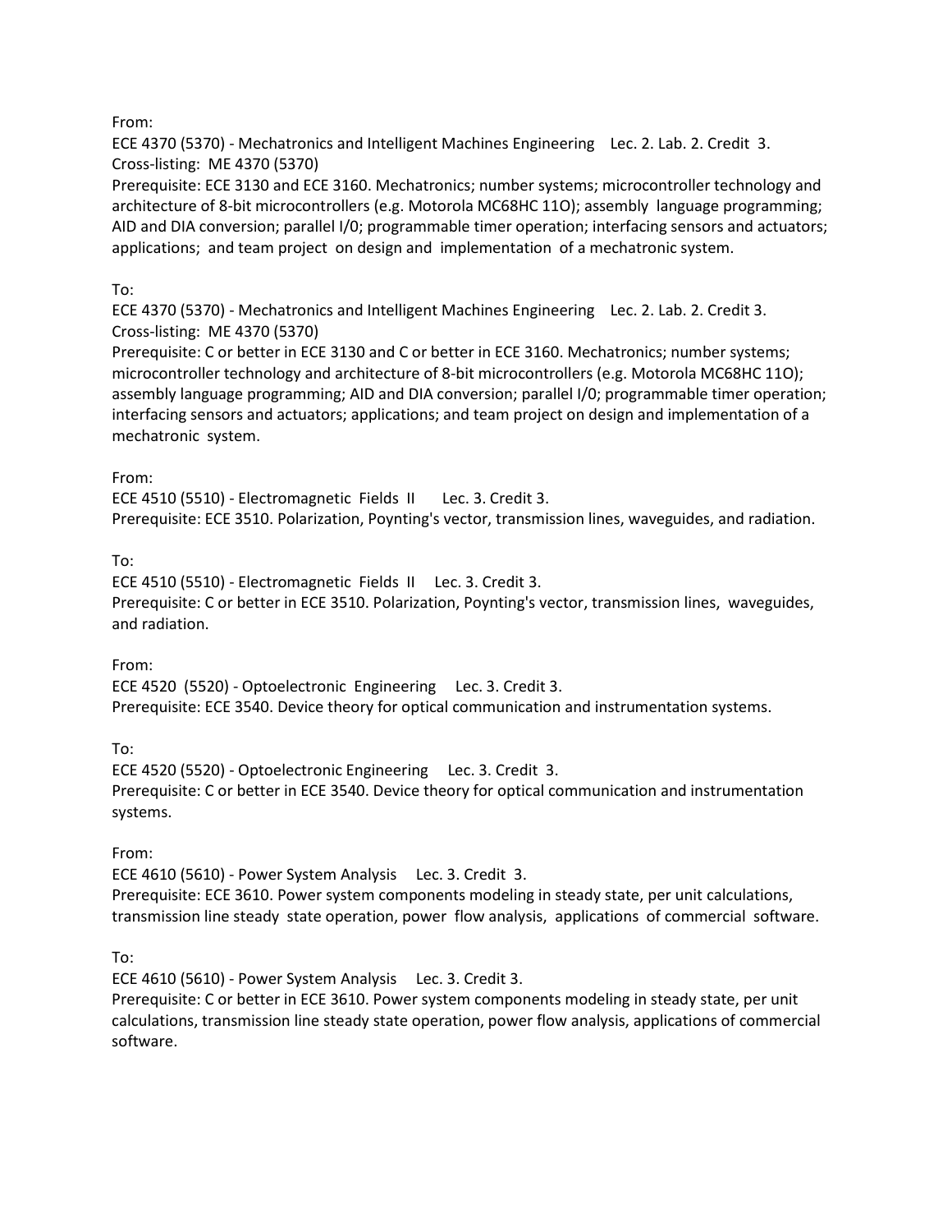From:
ECE 4370 (5370) - Mechatronics and Intelligent Machines Engineering Lec. 2. Lab. 2. Credit 3.
Cross-listing: ME 4370 (5370)
Prerequisite: ECE 3130 and ECE 3160. Mechatronics; number systems; microcontroller technology and architecture of 8-bit microcontrollers (e.g. Motorola MC68HC 11O); assembly language programming; AID and DIA conversion; parallel I/0; programmable timer operation; interfacing sensors and actuators; applications; and team project on design and implementation of a mechatronic system.

To:
ECE 4370 (5370) - Mechatronics and Intelligent Machines Engineering Lec. 2. Lab. 2. Credit 3.
Cross-listing: ME 4370 (5370)
Prerequisite: C or better in ECE 3130 and C or better in ECE 3160. Mechatronics; number systems; microcontroller technology and architecture of 8-bit microcontrollers (e.g. Motorola MC68HC 11O); assembly language programming; AID and DIA conversion; parallel I/0; programmable timer operation; interfacing sensors and actuators; applications; and team project on design and implementation of a mechatronic system.

From:
ECE 4510 (5510) - Electromagnetic Fields II Lec. 3. Credit 3.
Prerequisite: ECE 3510. Polarization, Poynting's vector, transmission lines, waveguides, and radiation.

To:
ECE 4510 (5510) - Electromagnetic Fields II Lec. 3. Credit 3.
Prerequisite: C or better in ECE 3510. Polarization, Poynting's vector, transmission lines, waveguides, and radiation.

From:
ECE 4520 (5520) - Optoelectronic Engineering Lec. 3. Credit 3.
Prerequisite: ECE 3540. Device theory for optical communication and instrumentation systems.

To:
ECE 4520 (5520) - Optoelectronic Engineering Lec. 3. Credit 3.
Prerequisite: C or better in ECE 3540. Device theory for optical communication and instrumentation systems.

From:
ECE 4610 (5610) - Power System Analysis Lec. 3. Credit 3.
Prerequisite: ECE 3610. Power system components modeling in steady state, per unit calculations, transmission line steady state operation, power flow analysis, applications of commercial software.

To:
ECE 4610 (5610) - Power System Analysis Lec. 3. Credit 3.
Prerequisite: C or better in ECE 3610. Power system components modeling in steady state, per unit calculations, transmission line steady state operation, power flow analysis, applications of commercial software.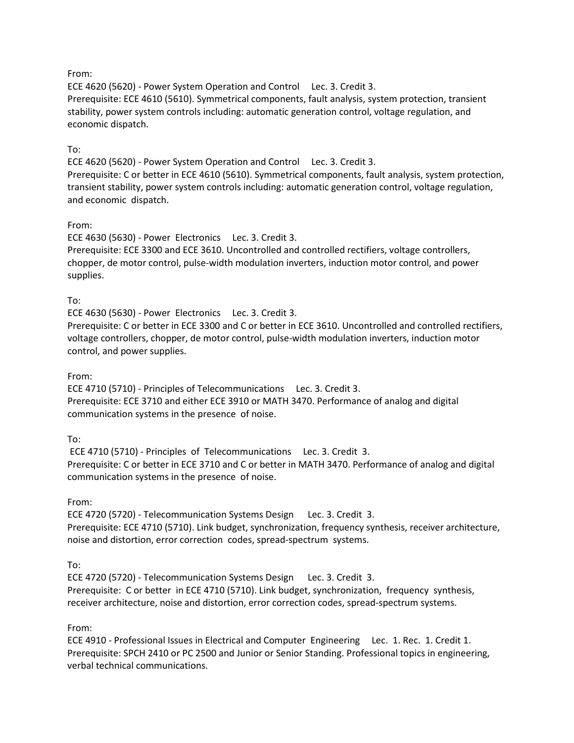From:
ECE 4620 (5620) - Power System Operation and Control Lec. 3. Credit 3.
Prerequisite: ECE 4610 (5610). Symmetrical components, fault analysis, system protection, transient stability, power system controls including: automatic generation control, voltage regulation, and economic dispatch.

To:
ECE 4620 (5620) - Power System Operation and Control Lec. 3. Credit 3.
Prerequisite: C or better in ECE 4610 (5610). Symmetrical components, fault analysis, system protection, transient stability, power system controls including: automatic generation control, voltage regulation, and economic dispatch.

From:
ECE 4630 (5630) - Power Electronics Lec. 3. Credit 3.
Prerequisite: ECE 3300 and ECE 3610. Uncontrolled and controlled rectifiers, voltage controllers, chopper, de motor control, pulse-width modulation inverters, induction motor control, and power supplies.

To:
ECE 4630 (5630) - Power Electronics Lec. 3. Credit 3.
Prerequisite: C or better in ECE 3300 and C or better in ECE 3610. Uncontrolled and controlled rectifiers, voltage controllers, chopper, de motor control, pulse-width modulation inverters, induction motor control, and power supplies.

From:
ECE 4710 (5710) - Principles of Telecommunications Lec. 3. Credit 3.
Prerequisite: ECE 3710 and either ECE 3910 or MATH 3470. Performance of analog and digital communication systems in the presence of noise.

To:
ECE 4710 (5710) - Principles of Telecommunications Lec. 3. Credit 3.
Prerequisite: C or better in ECE 3710 and C or better in MATH 3470. Performance of analog and digital communication systems in the presence of noise.

From:
ECE 4720 (5720) - Telecommunication Systems Design Lec. 3. Credit 3.
Prerequisite: ECE 4710 (5710). Link budget, synchronization, frequency synthesis, receiver architecture, noise and distortion, error correction codes, spread-spectrum systems.

To:
ECE 4720 (5720) - Telecommunication Systems Design Lec. 3. Credit 3.
Prerequisite: C or better in ECE 4710 (5710). Link budget, synchronization, frequency synthesis, receiver architecture, noise and distortion, error correction codes, spread-spectrum systems.

From:
ECE 4910 - Professional Issues in Electrical and Computer Engineering Lec. 1. Rec. 1. Credit 1.
Prerequisite: SPCH 2410 or PC 2500 and Junior or Senior Standing. Professional topics in engineering, verbal technical communications.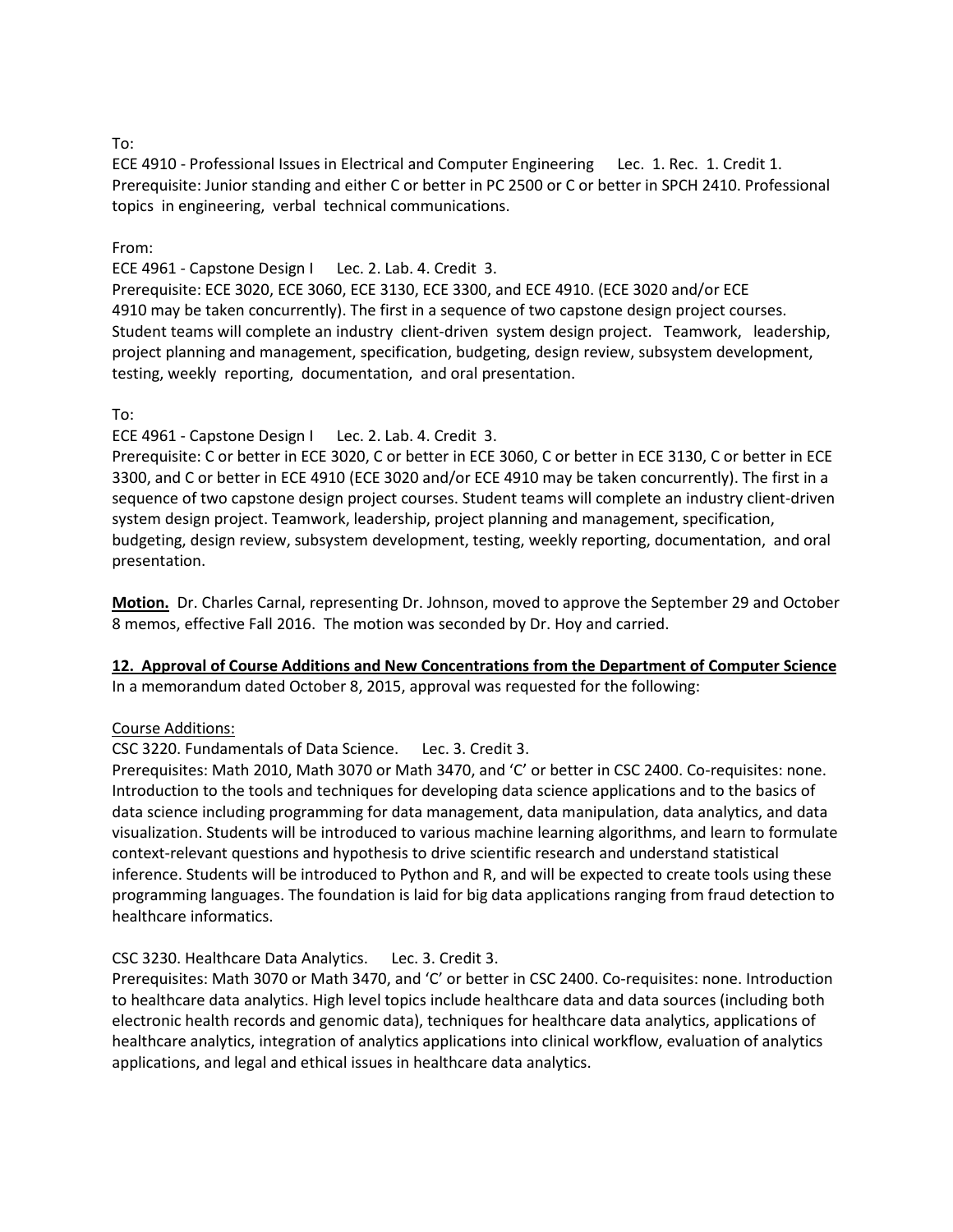To:
ECE 4910 - Professional Issues in Electrical and Computer Engineering Lec. 1. Rec. 1. Credit 1.
Prerequisite: Junior standing and either C or better in PC 2500 or C or better in SPCH 2410. Professional topics in engineering, verbal technical communications.

From:
ECE 4961 - Capstone Design I Lec. 2. Lab. 4. Credit 3.
Prerequisite: ECE 3020, ECE 3060, ECE 3130, ECE 3300, and ECE 4910. (ECE 3020 and/or ECE 4910 may be taken concurrently). The first in a sequence of two capstone design project courses. Student teams will complete an industry client-driven system design project. Teamwork, leadership, project planning and management, specification, budgeting, design review, subsystem development, testing, weekly reporting, documentation, and oral presentation.

To:
ECE 4961 - Capstone Design I Lec. 2. Lab. 4. Credit 3.
Prerequisite: C or better in ECE 3020, C or better in ECE 3060, C or better in ECE 3130, C or better in ECE 3300, and C or better in ECE 4910 (ECE 3020 and/or ECE 4910 may be taken concurrently). The first in a sequence of two capstone design project courses. Student teams will complete an industry client-driven system design project. Teamwork, leadership, project planning and management, specification, budgeting, design review, subsystem development, testing, weekly reporting, documentation, and oral presentation.

**Motion.** Dr. Charles Carnal, representing Dr. Johnson, moved to approve the September 29 and October 8 memos, effective Fall 2016. The motion was seconded by Dr. Hoy and carried.

**12. Approval of Course Additions and New Concentrations from the Department of Computer Science**

In a memorandum dated October 8, 2015, approval was requested for the following:

Course Additions:

CSC 3220. Fundamentals of Data Science. Lec. 3. Credit 3.
Prerequisites: Math 2010, Math 3070 or Math 3470, and 'C' or better in CSC 2400. Co-requisites: none. Introduction to the tools and techniques for developing data science applications and to the basics of data science including programming for data management, data manipulation, data analytics, and data visualization. Students will be introduced to various machine learning algorithms, and learn to formulate context-relevant questions and hypothesis to drive scientific research and understand statistical inference. Students will be introduced to Python and R, and will be expected to create tools using these programming languages. The foundation is laid for big data applications ranging from fraud detection to healthcare informatics.

CSC 3230. Healthcare Data Analytics. Lec. 3. Credit 3.
Prerequisites: Math 3070 or Math 3470, and 'C' or better in CSC 2400. Co-requisites: none. Introduction to healthcare data analytics. High level topics include healthcare data and data sources (including both electronic health records and genomic data), techniques for healthcare data analytics, applications of healthcare analytics, integration of analytics applications into clinical workflow, evaluation of analytics applications, and legal and ethical issues in healthcare data analytics.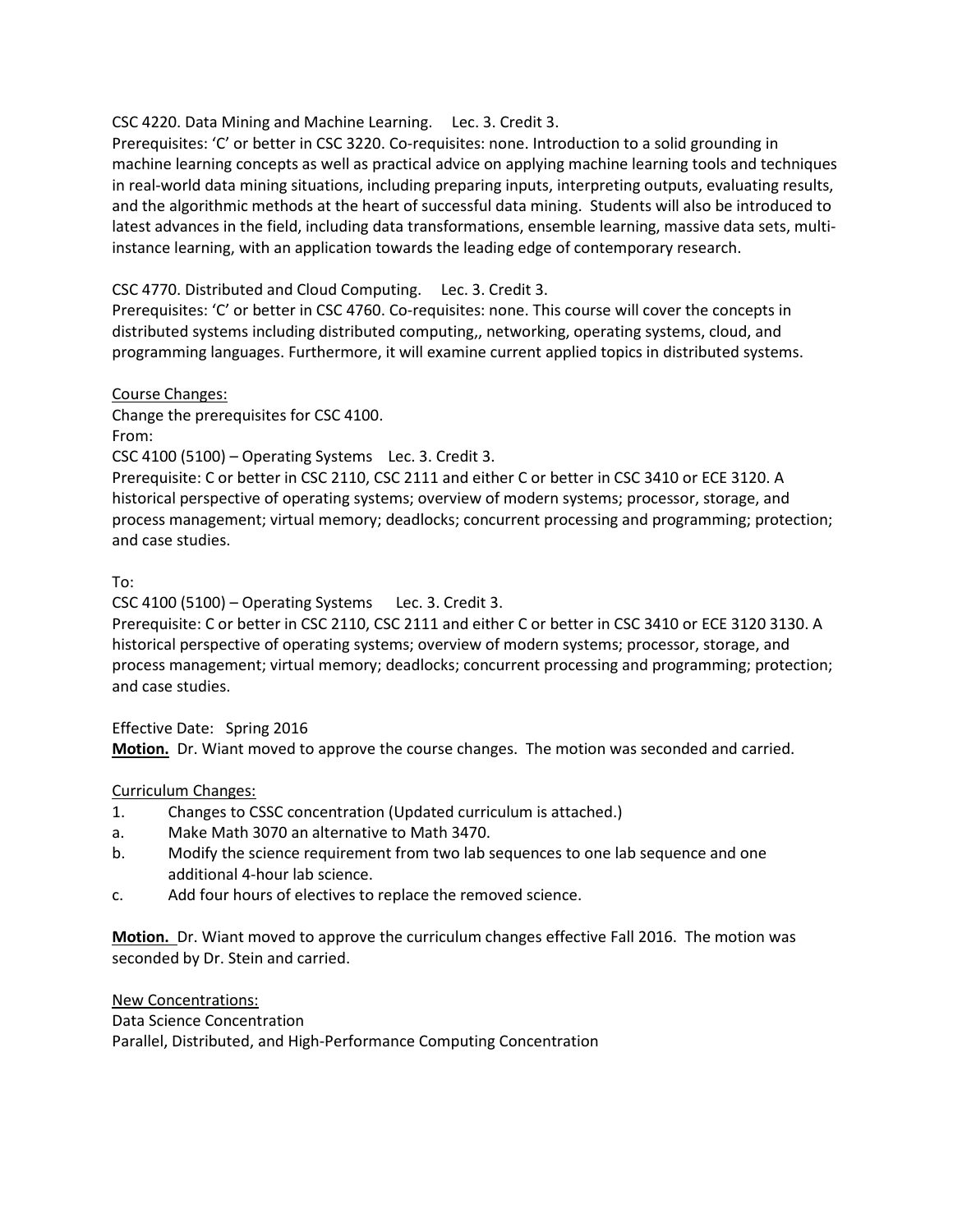CSC 4220. Data Mining and Machine Learning.  Lec. 3. Credit 3.
Prerequisites: 'C' or better in CSC 3220. Co-requisites: none. Introduction to a solid grounding in machine learning concepts as well as practical advice on applying machine learning tools and techniques in real-world data mining situations, including preparing inputs, interpreting outputs, evaluating results, and the algorithmic methods at the heart of successful data mining.  Students will also be introduced to latest advances in the field, including data transformations, ensemble learning, massive data sets, multi-instance learning, with an application towards the leading edge of contemporary research.

CSC 4770. Distributed and Cloud Computing.  Lec. 3. Credit 3.
Prerequisites: 'C' or better in CSC 4760. Co-requisites: none. This course will cover the concepts in distributed systems including distributed computing,, networking, operating systems, cloud, and programming languages. Furthermore, it will examine current applied topics in distributed systems.

<u>Course Changes:</u>
Change the prerequisites for CSC 4100.
From:
CSC 4100 (5100) – Operating Systems  Lec. 3. Credit 3.
Prerequisite: C or better in CSC 2110, CSC 2111 and either C or better in CSC 3410 or ECE 3120. A historical perspective of operating systems; overview of modern systems; processor, storage, and process management; virtual memory; deadlocks; concurrent processing and programming; protection; and case studies.

To:
CSC 4100 (5100) – Operating Systems  Lec. 3. Credit 3.
Prerequisite: C or better in CSC 2110, CSC 2111 and either C or better in CSC 3410 or ECE 3120 3130. A historical perspective of operating systems; overview of modern systems; processor, storage, and process management; virtual memory; deadlocks; concurrent processing and programming; protection; and case studies.

Effective Date:  Spring 2016
**Motion.** Dr. Wiant moved to approve the course changes. The motion was seconded and carried.

<u>Curriculum Changes:</u>

1. Changes to CSSC concentration (Updated curriculum is attached.)
   a. Make Math 3070 an alternative to Math 3470.
   b. Modify the science requirement from two lab sequences to one lab sequence and one additional 4-hour lab science.
   c. Add four hours of electives to replace the removed science.

**Motion.** Dr. Wiant moved to approve the curriculum changes effective Fall 2016. The motion was seconded by Dr. Stein and carried.

<u>New Concentrations:</u>
Data Science Concentration
Parallel, Distributed, and High-Performance Computing Concentration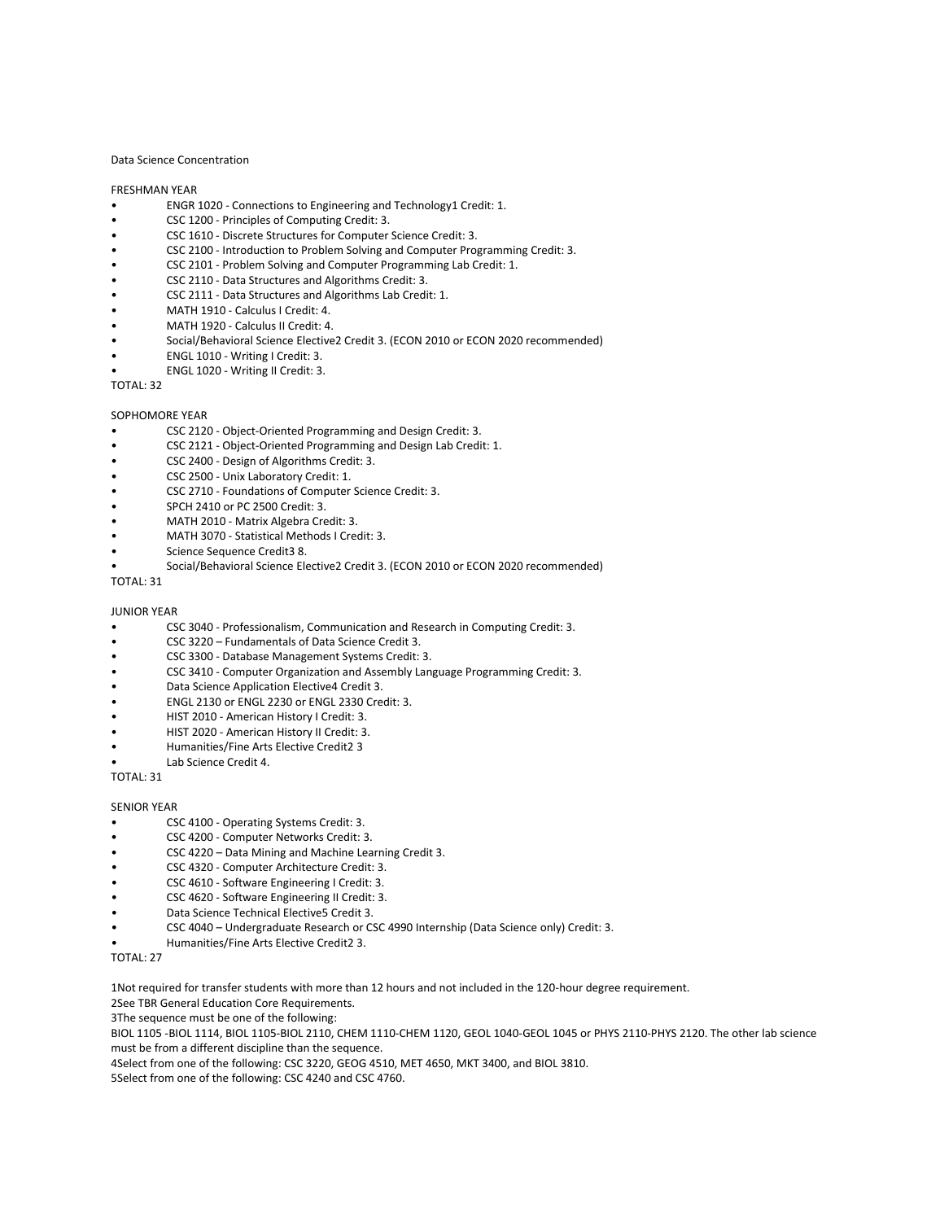## Data Science Concentration

### FRESHMAN YEAR

- ENGR 1020 - Connections to Engineering and Technology[1] Credit: 1.
- CSC 1200 - Principles of Computing Credit: 3.
- CSC 1610 - Discrete Structures for Computer Science Credit: 3.
- CSC 2100 - Introduction to Problem Solving and Computer Programming Credit: 3.
- CSC 2101 - Problem Solving and Computer Programming Lab Credit: 1.
- CSC 2110 - Data Structures and Algorithms Credit: 3.
- CSC 2111 - Data Structures and Algorithms Lab Credit: 1.
- MATH 1910 - Calculus I Credit: 4.
- MATH 1920 - Calculus II Credit: 4.
- Social/Behavioral Science Elective[2] Credit 3. (ECON 2010 or ECON 2020 recommended)
- ENGL 1010 - Writing I Credit: 3.
- ENGL 1020 - Writing II Credit: 3.

TOTAL: 32

### SOPHOMORE YEAR

- CSC 2120 - Object-Oriented Programming and Design Credit: 3.
- CSC 2121 - Object-Oriented Programming and Design Lab Credit: 1.
- CSC 2400 - Design of Algorithms Credit: 3.
- CSC 2500 - Unix Laboratory Credit: 1.
- CSC 2710 - Foundations of Computer Science Credit: 3.
- SPCH 2410 or PC 2500 Credit: 3.
- MATH 2010 - Matrix Algebra Credit: 3.
- MATH 3070 - Statistical Methods I Credit: 3.
- Science Sequence Credit[3] 8.
- Social/Behavioral Science Elective[2] Credit 3. (ECON 2010 or ECON 2020 recommended)

TOTAL: 31

### JUNIOR YEAR

- CSC 3040 - Professionalism, Communication and Research in Computing Credit: 3.
- CSC 3220 – Fundamentals of Data Science Credit 3.
- CSC 3300 - Database Management Systems Credit: 3.
- CSC 3410 - Computer Organization and Assembly Language Programming Credit: 3.
- Data Science Application Elective[4] Credit 3.
- ENGL 2130 or ENGL 2230 or ENGL 2330 Credit: 3.
- HIST 2010 - American History I Credit: 3.
- HIST 2020 - American History II Credit: 3.
- Humanities/Fine Arts Elective Credit[2] 3
- Lab Science Credit 4.

TOTAL: 31

### SENIOR YEAR

- CSC 4100 - Operating Systems Credit: 3.
- CSC 4200 - Computer Networks Credit: 3.
- CSC 4220 – Data Mining and Machine Learning Credit 3.
- CSC 4320 - Computer Architecture Credit: 3.
- CSC 4610 - Software Engineering I Credit: 3.
- CSC 4620 - Software Engineering II Credit: 3.
- Data Science Technical Elective[5] Credit 3.
- CSC 4040 – Undergraduate Research or CSC 4990 Internship (Data Science only) Credit: 3.
- Humanities/Fine Arts Elective Credit[2] 3.

TOTAL: 27

[1]Not required for transfer students with more than 12 hours and not included in the 120-hour degree requirement.
[2]See TBR General Education Core Requirements.
[3]The sequence must be one of the following:
BIOL 1105 -BIOL 1114, BIOL 1105-BIOL 2110, CHEM 1110-CHEM 1120, GEOL 1040-GEOL 1045 or PHYS 2110-PHYS 2120. The other lab science must be from a different discipline than the sequence.
[4]Select from one of the following: CSC 3220, GEOG 4510, MET 4650, MKT 3400, and BIOL 3810.
[5]Select from one of the following: CSC 4240 and CSC 4760.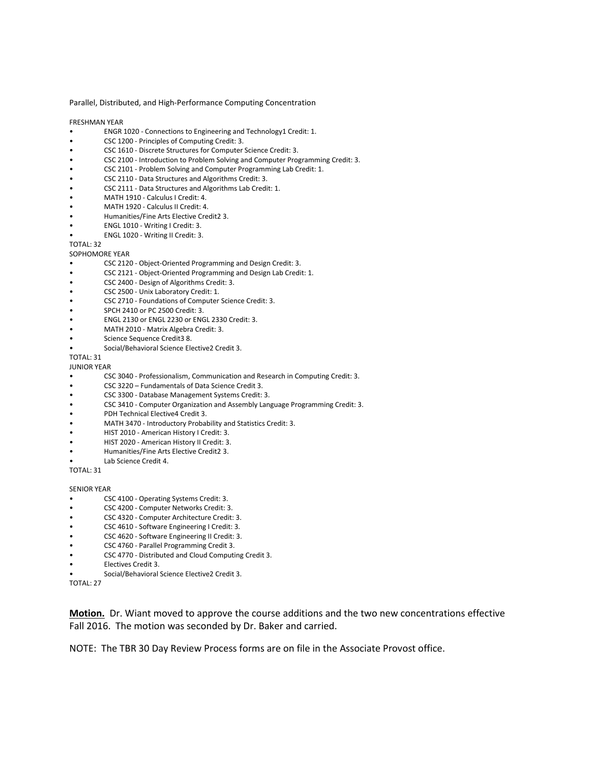Parallel, Distributed, and High-Performance Computing Concentration

FRESHMAN YEAR

- ENGR 1020 - Connections to Engineering and Technology1 Credit: 1.
- CSC 1200 - Principles of Computing Credit: 3.
- CSC 1610 - Discrete Structures for Computer Science Credit: 3.
- CSC 2100 - Introduction to Problem Solving and Computer Programming Credit: 3.
- CSC 2101 - Problem Solving and Computer Programming Lab Credit: 1.
- CSC 2110 - Data Structures and Algorithms Credit: 3.
- CSC 2111 - Data Structures and Algorithms Lab Credit: 1.
- MATH 1910 - Calculus I Credit: 4.
- MATH 1920 - Calculus II Credit: 4.
- Humanities/Fine Arts Elective Credit2 3.
- ENGL 1010 - Writing I Credit: 3.
- ENGL 1020 - Writing II Credit: 3.

TOTAL: 32

SOPHOMORE YEAR

- CSC 2120 - Object-Oriented Programming and Design Credit: 3.
- CSC 2121 - Object-Oriented Programming and Design Lab Credit: 1.
- CSC 2400 - Design of Algorithms Credit: 3.
- CSC 2500 - Unix Laboratory Credit: 1.
- CSC 2710 - Foundations of Computer Science Credit: 3.
- SPCH 2410 or PC 2500 Credit: 3.
- ENGL 2130 or ENGL 2230 or ENGL 2330 Credit: 3.
- MATH 2010 - Matrix Algebra Credit: 3.
- Science Sequence Credit3 8.
- Social/Behavioral Science Elective2 Credit 3.

TOTAL: 31

JUNIOR YEAR

- CSC 3040 - Professionalism, Communication and Research in Computing Credit: 3.
- CSC 3220 – Fundamentals of Data Science Credit 3.
- CSC 3300 - Database Management Systems Credit: 3.
- CSC 3410 - Computer Organization and Assembly Language Programming Credit: 3.
- PDH Technical Elective4 Credit 3.
- MATH 3470 - Introductory Probability and Statistics Credit: 3.
- HIST 2010 - American History I Credit: 3.
- HIST 2020 - American History II Credit: 3.
- Humanities/Fine Arts Elective Credit2 3.
- Lab Science Credit 4.

TOTAL: 31

SENIOR YEAR

- CSC 4100 - Operating Systems Credit: 3.
- CSC 4200 - Computer Networks Credit: 3.
- CSC 4320 - Computer Architecture Credit: 3.
- CSC 4610 - Software Engineering I Credit: 3.
- CSC 4620 - Software Engineering II Credit: 3.
- CSC 4760 - Parallel Programming Credit 3.
- CSC 4770 - Distributed and Cloud Computing Credit 3.
- Electives Credit 3.
- Social/Behavioral Science Elective2 Credit 3.

TOTAL: 27

**Motion.** Dr. Wiant moved to approve the course additions and the two new concentrations effective Fall 2016. The motion was seconded by Dr. Baker and carried.

NOTE: The TBR 30 Day Review Process forms are on file in the Associate Provost office.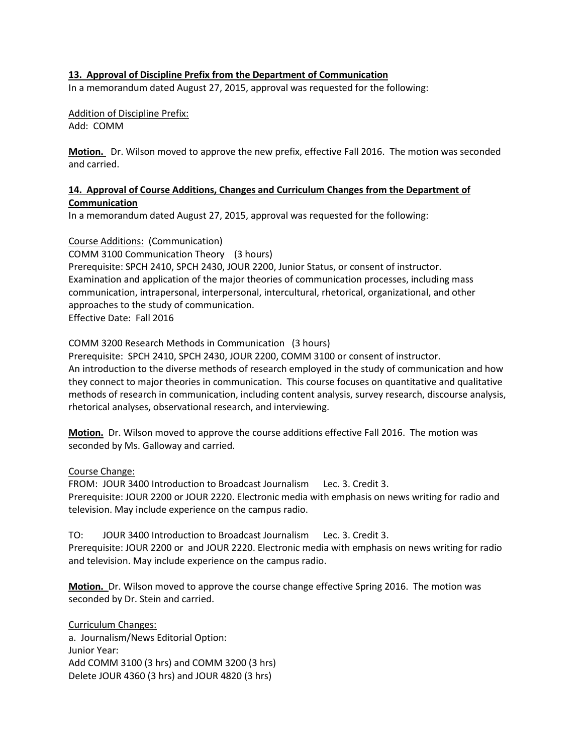**13. Approval of Discipline Prefix from the Department of Communication**

In a memorandum dated August 27, 2015, approval was requested for the following:

Addition of Discipline Prefix:
Add: COMM

**Motion.** Dr. Wilson moved to approve the new prefix, effective Fall 2016. The motion was seconded and carried.

**14. Approval of Course Additions, Changes and Curriculum Changes from the Department of Communication**

In a memorandum dated August 27, 2015, approval was requested for the following:

Course Additions: (Communication)
COMM 3100 Communication Theory (3 hours)
Prerequisite: SPCH 2410, SPCH 2430, JOUR 2200, Junior Status, or consent of instructor.
Examination and application of the major theories of communication processes, including mass communication, intrapersonal, interpersonal, intercultural, rhetorical, organizational, and other approaches to the study of communication.
Effective Date: Fall 2016

COMM 3200 Research Methods in Communication (3 hours)
Prerequisite: SPCH 2410, SPCH 2430, JOUR 2200, COMM 3100 or consent of instructor.
An introduction to the diverse methods of research employed in the study of communication and how they connect to major theories in communication. This course focuses on quantitative and qualitative methods of research in communication, including content analysis, survey research, discourse analysis, rhetorical analyses, observational research, and interviewing.

**Motion.** Dr. Wilson moved to approve the course additions effective Fall 2016. The motion was seconded by Ms. Galloway and carried.

Course Change:
FROM: JOUR 3400 Introduction to Broadcast Journalism Lec. 3. Credit 3.
Prerequisite: JOUR 2200 or JOUR 2220. Electronic media with emphasis on news writing for radio and television. May include experience on the campus radio.

TO: JOUR 3400 Introduction to Broadcast Journalism Lec. 3. Credit 3.
Prerequisite: JOUR 2200 or and JOUR 2220. Electronic media with emphasis on news writing for radio and television. May include experience on the campus radio.

**Motion.** Dr. Wilson moved to approve the course change effective Spring 2016. The motion was seconded by Dr. Stein and carried.

Curriculum Changes:
a. Journalism/News Editorial Option:
Junior Year:
Add COMM 3100 (3 hrs) and COMM 3200 (3 hrs)
Delete JOUR 4360 (3 hrs) and JOUR 4820 (3 hrs)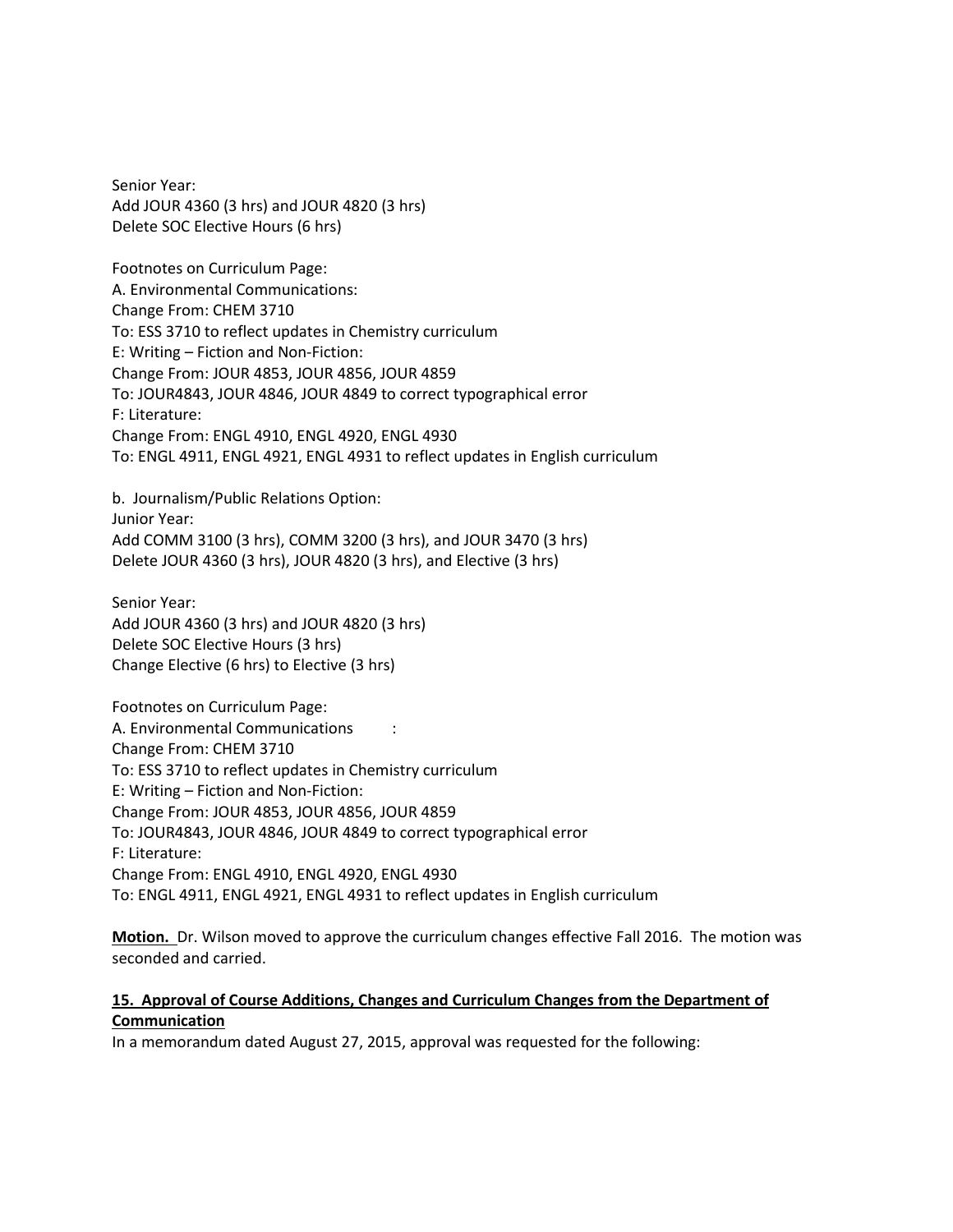Senior Year:
Add JOUR 4360 (3 hrs) and JOUR 4820 (3 hrs)
Delete SOC Elective Hours (6 hrs)

Footnotes on Curriculum Page:
A. Environmental Communications:
Change From: CHEM 3710
To: ESS 3710 to reflect updates in Chemistry curriculum
E: Writing – Fiction and Non-Fiction:
Change From: JOUR 4853, JOUR 4856, JOUR 4859
To: JOUR4843, JOUR 4846, JOUR 4849 to correct typographical error
F: Literature:
Change From: ENGL 4910, ENGL 4920, ENGL 4930
To: ENGL 4911, ENGL 4921, ENGL 4931 to reflect updates in English curriculum

b. Journalism/Public Relations Option:
Junior Year:
Add COMM 3100 (3 hrs), COMM 3200 (3 hrs), and JOUR 3470 (3 hrs)
Delete JOUR 4360 (3 hrs), JOUR 4820 (3 hrs), and Elective (3 hrs)

Senior Year:
Add JOUR 4360 (3 hrs) and JOUR 4820 (3 hrs)
Delete SOC Elective Hours (3 hrs)
Change Elective (6 hrs) to Elective (3 hrs)

Footnotes on Curriculum Page:
A. Environmental Communications :
Change From: CHEM 3710
To: ESS 3710 to reflect updates in Chemistry curriculum
E: Writing – Fiction and Non-Fiction:
Change From: JOUR 4853, JOUR 4856, JOUR 4859
To: JOUR4843, JOUR 4846, JOUR 4849 to correct typographical error
F: Literature:
Change From: ENGL 4910, ENGL 4920, ENGL 4930
To: ENGL 4911, ENGL 4921, ENGL 4931 to reflect updates in English curriculum

**Motion.** Dr. Wilson moved to approve the curriculum changes effective Fall 2016. The motion was seconded and carried.

**15. Approval of Course Additions, Changes and Curriculum Changes from the Department of Communication**

In a memorandum dated August 27, 2015, approval was requested for the following: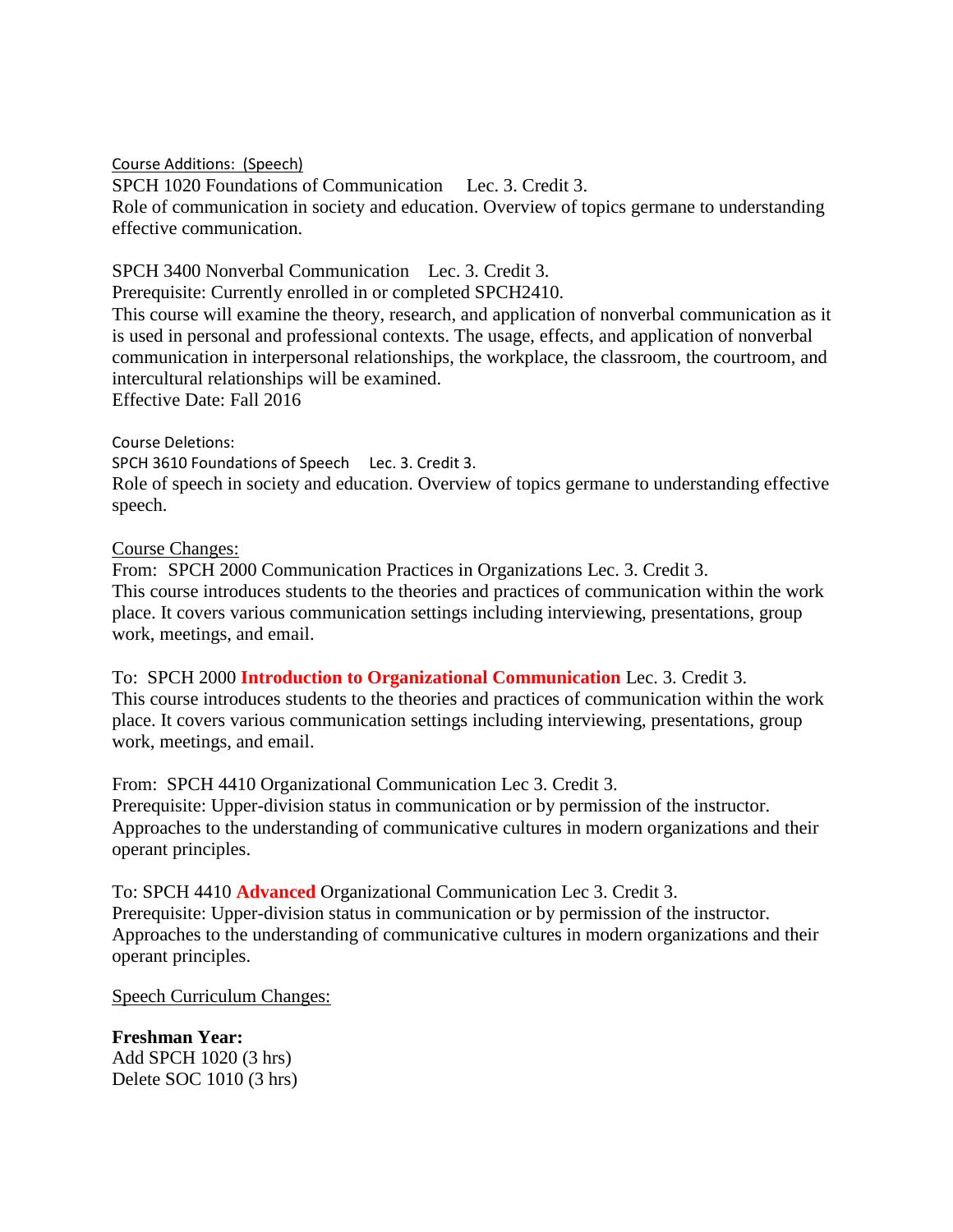<u>Course Additions: (Speech)</u>

SPCH 1020 Foundations of Communication Lec. 3. Credit 3.
Role of communication in society and education. Overview of topics germane to understanding effective communication.

SPCH 3400 Nonverbal Communication Lec. 3. Credit 3.
Prerequisite: Currently enrolled in or completed SPCH2410.
This course will examine the theory, research, and application of nonverbal communication as it is used in personal and professional contexts. The usage, effects, and application of nonverbal communication in interpersonal relationships, the workplace, the classroom, the courtroom, and intercultural relationships will be examined.
Effective Date: Fall 2016

Course Deletions:

SPCH 3610 Foundations of Speech Lec. 3. Credit 3.
Role of speech in society and education. Overview of topics germane to understanding effective speech.

<u>Course Changes:</u>

From: SPCH 2000 Communication Practices in Organizations Lec. 3. Credit 3.
This course introduces students to the theories and practices of communication within the work place. It covers various communication settings including interviewing, presentations, group work, meetings, and email.

To: SPCH 2000 **Introduction to Organizational Communication** Lec. 3. Credit 3.
This course introduces students to the theories and practices of communication within the work place. It covers various communication settings including interviewing, presentations, group work, meetings, and email.

From: SPCH 4410 Organizational Communication Lec 3. Credit 3.
Prerequisite: Upper-division status in communication or by permission of the instructor.
Approaches to the understanding of communicative cultures in modern organizations and their operant principles.

To: SPCH 4410 **Advanced** Organizational Communication Lec 3. Credit 3.
Prerequisite: Upper-division status in communication or by permission of the instructor.
Approaches to the understanding of communicative cultures in modern organizations and their operant principles.

<u>Speech Curriculum Changes:</u>

**Freshman Year:**
Add SPCH 1020 (3 hrs)
Delete SOC 1010 (3 hrs)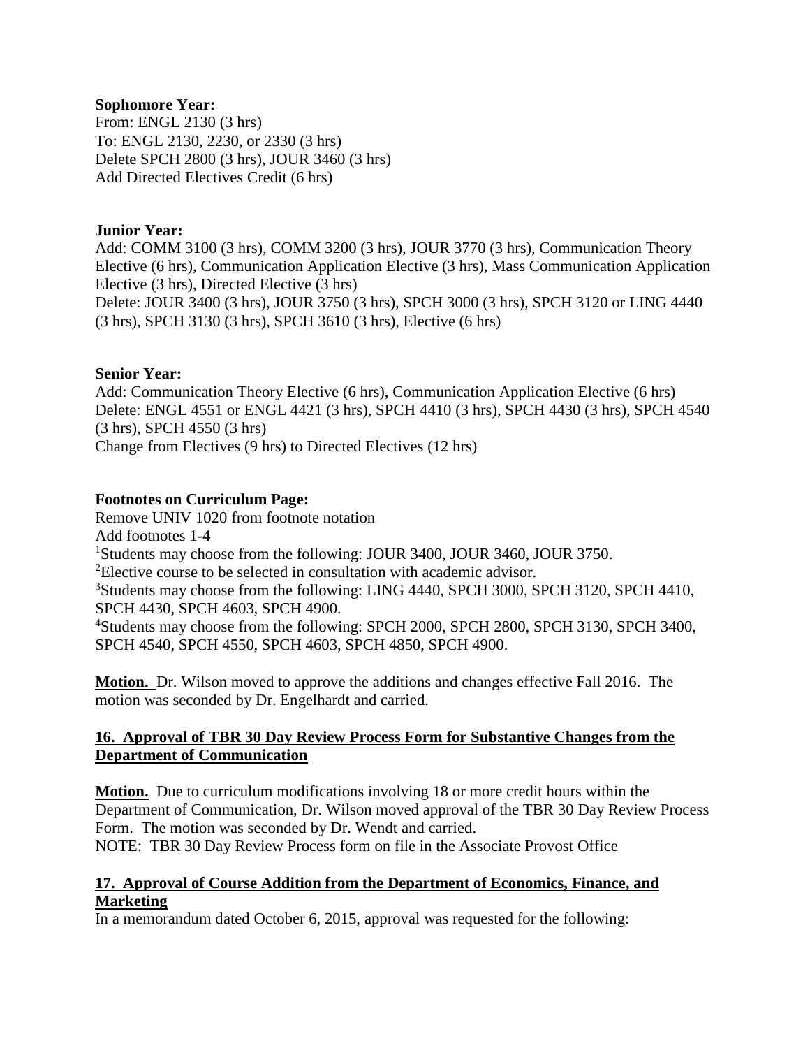**Sophomore Year:**
From: ENGL 2130 (3 hrs)
To: ENGL 2130, 2230, or 2330 (3 hrs)
Delete SPCH 2800 (3 hrs), JOUR 3460 (3 hrs)
Add Directed Electives Credit (6 hrs)

**Junior Year:**
Add: COMM 3100 (3 hrs), COMM 3200 (3 hrs), JOUR 3770 (3 hrs), Communication Theory Elective (6 hrs), Communication Application Elective (3 hrs), Mass Communication Application Elective (3 hrs), Directed Elective (3 hrs)
Delete: JOUR 3400 (3 hrs), JOUR 3750 (3 hrs), SPCH 3000 (3 hrs), SPCH 3120 or LING 4440 (3 hrs), SPCH 3130 (3 hrs), SPCH 3610 (3 hrs), Elective (6 hrs)

**Senior Year:**
Add: Communication Theory Elective (6 hrs), Communication Application Elective (6 hrs)
Delete: ENGL 4551 or ENGL 4421 (3 hrs), SPCH 4410 (3 hrs), SPCH 4430 (3 hrs), SPCH 4540 (3 hrs), SPCH 4550 (3 hrs)
Change from Electives (9 hrs) to Directed Electives (12 hrs)

**Footnotes on Curriculum Page:**
Remove UNIV 1020 from footnote notation
Add footnotes 1-4
[1]Students may choose from the following: JOUR 3400, JOUR 3460, JOUR 3750.
[2]Elective course to be selected in consultation with academic advisor.
[3]Students may choose from the following: LING 4440, SPCH 3000, SPCH 3120, SPCH 4410, SPCH 4430, SPCH 4603, SPCH 4900.
[4]Students may choose from the following: SPCH 2000, SPCH 2800, SPCH 3130, SPCH 3400, SPCH 4540, SPCH 4550, SPCH 4603, SPCH 4850, SPCH 4900.

**Motion.** Dr. Wilson moved to approve the additions and changes effective Fall 2016. The motion was seconded by Dr. Engelhardt and carried.

## 16. Approval of TBR 30 Day Review Process Form for Substantive Changes from the Department of Communication

**Motion.** Due to curriculum modifications involving 18 or more credit hours within the Department of Communication, Dr. Wilson moved approval of the TBR 30 Day Review Process Form. The motion was seconded by Dr. Wendt and carried.
NOTE: TBR 30 Day Review Process form on file in the Associate Provost Office

## 17. Approval of Course Addition from the Department of Economics, Finance, and Marketing

In a memorandum dated October 6, 2015, approval was requested for the following: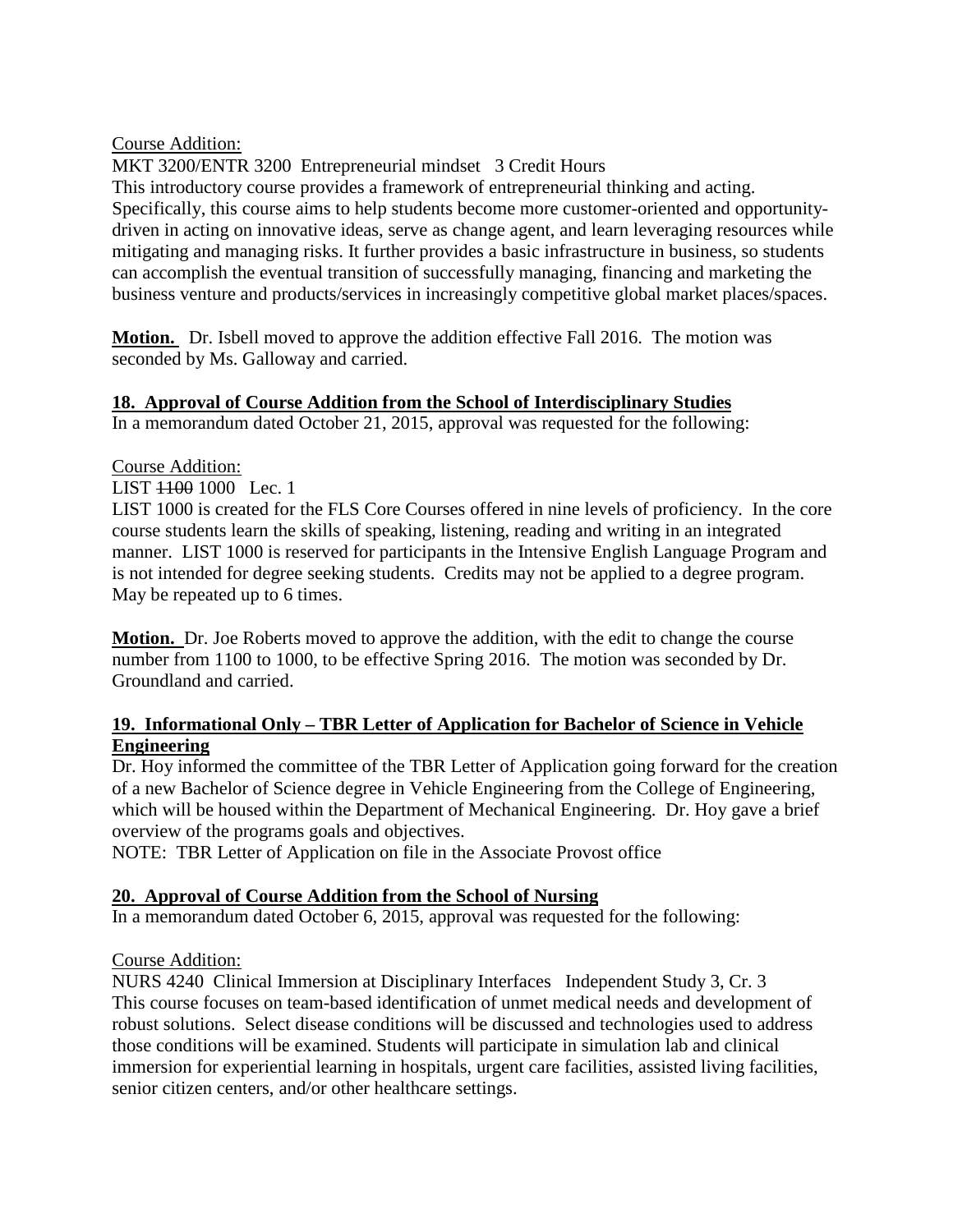Course Addition:

MKT 3200/ENTR 3200 Entrepreneurial mindset 3 Credit Hours

This introductory course provides a framework of entrepreneurial thinking and acting. Specifically, this course aims to help students become more customer-oriented and opportunity-driven in acting on innovative ideas, serve as change agent, and learn leveraging resources while mitigating and managing risks. It further provides a basic infrastructure in business, so students can accomplish the eventual transition of successfully managing, financing and marketing the business venture and products/services in increasingly competitive global market places/spaces.

**Motion.** Dr. Isbell moved to approve the addition effective Fall 2016. The motion was seconded by Ms. Galloway and carried.

**18. Approval of Course Addition from the School of Interdisciplinary Studies**

In a memorandum dated October 21, 2015, approval was requested for the following:

Course Addition:

LIST ~~1100~~ 1000 Lec. 1

LIST 1000 is created for the FLS Core Courses offered in nine levels of proficiency. In the core course students learn the skills of speaking, listening, reading and writing in an integrated manner. LIST 1000 is reserved for participants in the Intensive English Language Program and is not intended for degree seeking students. Credits may not be applied to a degree program. May be repeated up to 6 times.

**Motion.** Dr. Joe Roberts moved to approve the addition, with the edit to change the course number from 1100 to 1000, to be effective Spring 2016. The motion was seconded by Dr. Groundland and carried.

**19. Informational Only – TBR Letter of Application for Bachelor of Science in Vehicle Engineering**

Dr. Hoy informed the committee of the TBR Letter of Application going forward for the creation of a new Bachelor of Science degree in Vehicle Engineering from the College of Engineering, which will be housed within the Department of Mechanical Engineering. Dr. Hoy gave a brief overview of the programs goals and objectives.

NOTE: TBR Letter of Application on file in the Associate Provost office

**20. Approval of Course Addition from the School of Nursing**

In a memorandum dated October 6, 2015, approval was requested for the following:

Course Addition:

NURS 4240 Clinical Immersion at Disciplinary Interfaces Independent Study 3, Cr. 3

This course focuses on team-based identification of unmet medical needs and development of robust solutions. Select disease conditions will be discussed and technologies used to address those conditions will be examined. Students will participate in simulation lab and clinical immersion for experiential learning in hospitals, urgent care facilities, assisted living facilities, senior citizen centers, and/or other healthcare settings.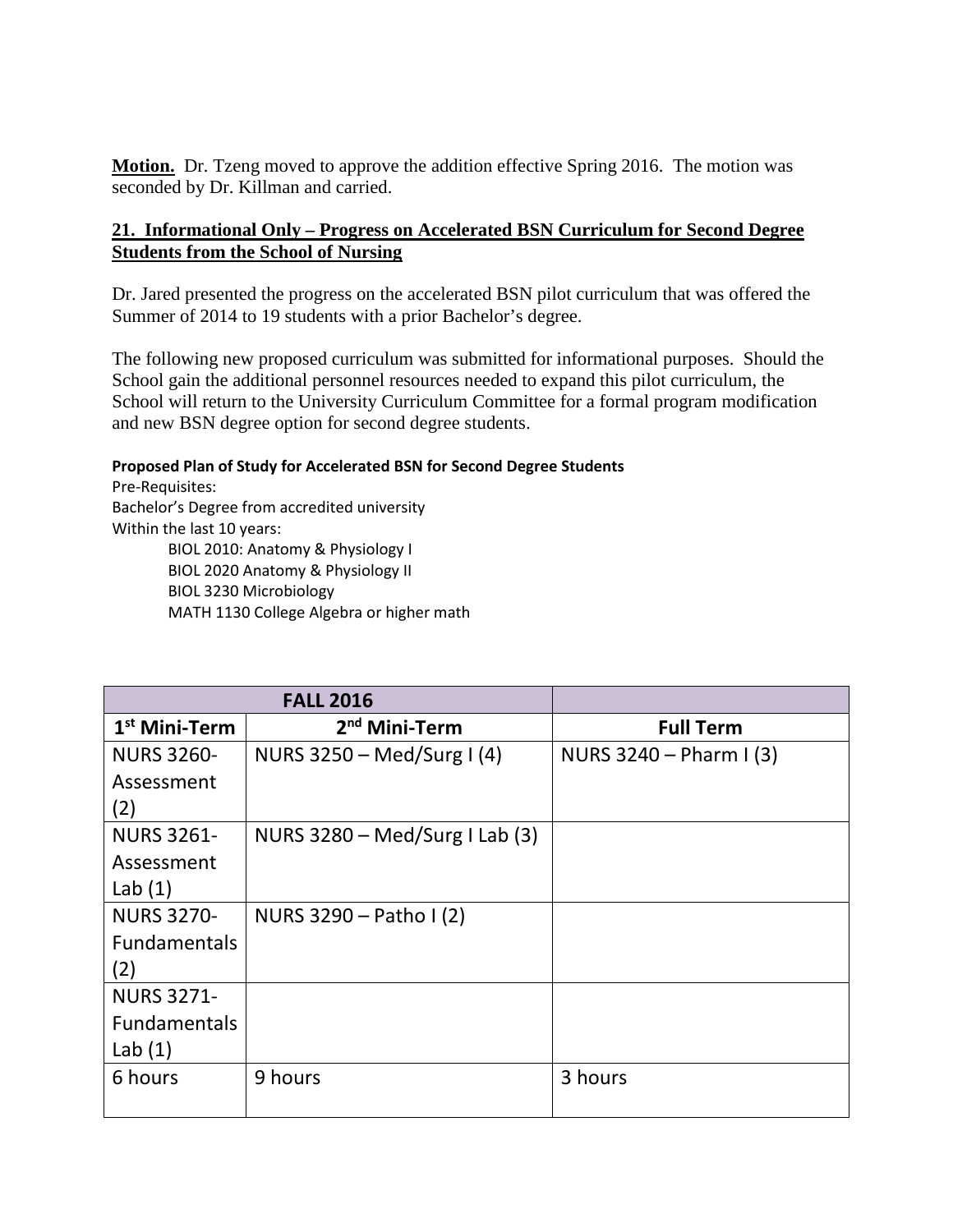**Motion.** Dr. Tzeng moved to approve the addition effective Spring 2016. The motion was seconded by Dr. Killman and carried.

## 21. Informational Only – Progress on Accelerated BSN Curriculum for Second Degree Students from the School of Nursing

Dr. Jared presented the progress on the accelerated BSN pilot curriculum that was offered the Summer of 2014 to 19 students with a prior Bachelor's degree.

The following new proposed curriculum was submitted for informational purposes. Should the School gain the additional personnel resources needed to expand this pilot curriculum, the School will return to the University Curriculum Committee for a formal program modification and new BSN degree option for second degree students.

**Proposed Plan of Study for Accelerated BSN for Second Degree Students**

Pre-Requisites:
Bachelor's Degree from accredited university
Within the last 10 years:

- BIOL 2010: Anatomy & Physiology I
- BIOL 2020 Anatomy & Physiology II
- BIOL 3230 Microbiology
- MATH 1130 College Algebra or higher math

| FALL 2016 | | |
|---|---|---|
| 1st Mini-Term | 2nd Mini-Term | Full Term |
| NURS 3260-Assessment (2) | NURS 3250 – Med/Surg I (4) | NURS 3240 – Pharm I (3) |
| NURS 3261-Assessment Lab (1) | NURS 3280 – Med/Surg I Lab (3) | |
| NURS 3270-Fundamentals (2) | NURS 3290 – Patho I (2) | |
| NURS 3271-Fundamentals Lab (1) | | |
| 6 hours | 9 hours | 3 hours |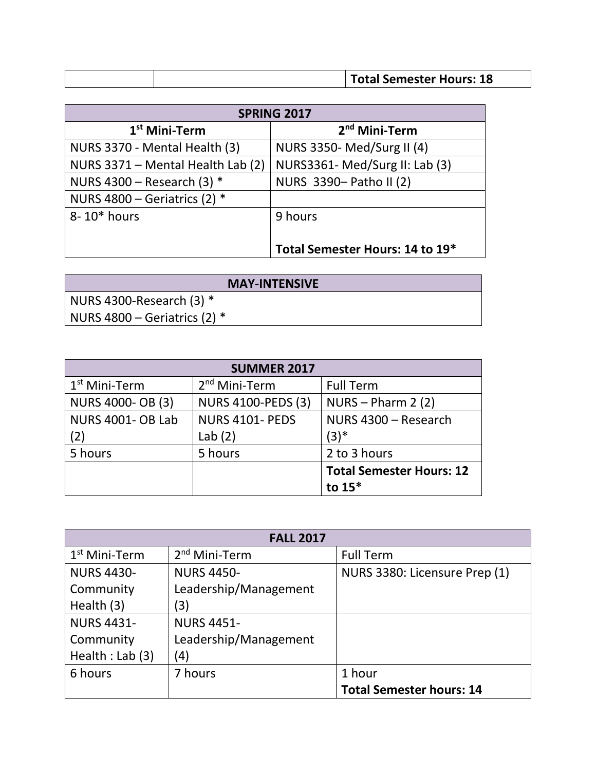| | | **Total Semester Hours: 18** |
|---|---|---|

| **SPRING 2017** | |
|---|---|
| **1st Mini-Term** | **2nd Mini-Term** |
| NURS 3370 - Mental Health (3) | NURS 3350- Med/Surg II (4) |
| NURS 3371 – Mental Health Lab (2) | NURS3361- Med/Surg II: Lab (3) |
| NURS 4300 – Research (3) * | NURS 3390– Patho II (2) |
| NURS 4800 – Geriatrics (2) * | |
| 8- 10* hours | 9 hours<br><br>**Total Semester Hours: 14 to 19*** |

| **MAY-INTENSIVE** |
|---|
| NURS 4300-Research (3) *<br>NURS 4800 – Geriatrics (2) * |

| **SUMMER 2017** | | |
|---|---|---|
| 1st Mini-Term | 2nd Mini-Term | Full Term |
| NURS 4000- OB (3) | NURS 4100-PEDS (3) | NURS – Pharm 2 (2) |
| NURS 4001- OB Lab (2) | NURS 4101- PEDS Lab (2) | NURS 4300 – Research (3)* |
| 5 hours | 5 hours | 2 to 3 hours |
| | | **Total Semester Hours: 12 to 15*** |

| **FALL 2017** | | |
|---|---|---|
| 1st Mini-Term | 2nd Mini-Term | Full Term |
| NURS 4430-Community Health (3) | NURS 4450-Leadership/Management (3) | NURS 3380: Licensure Prep (1) |
| NURS 4431-Community Health : Lab (3) | NURS 4451-Leadership/Management (4) | |
| 6 hours | 7 hours | 1 hour<br>**Total Semester hours: 14** |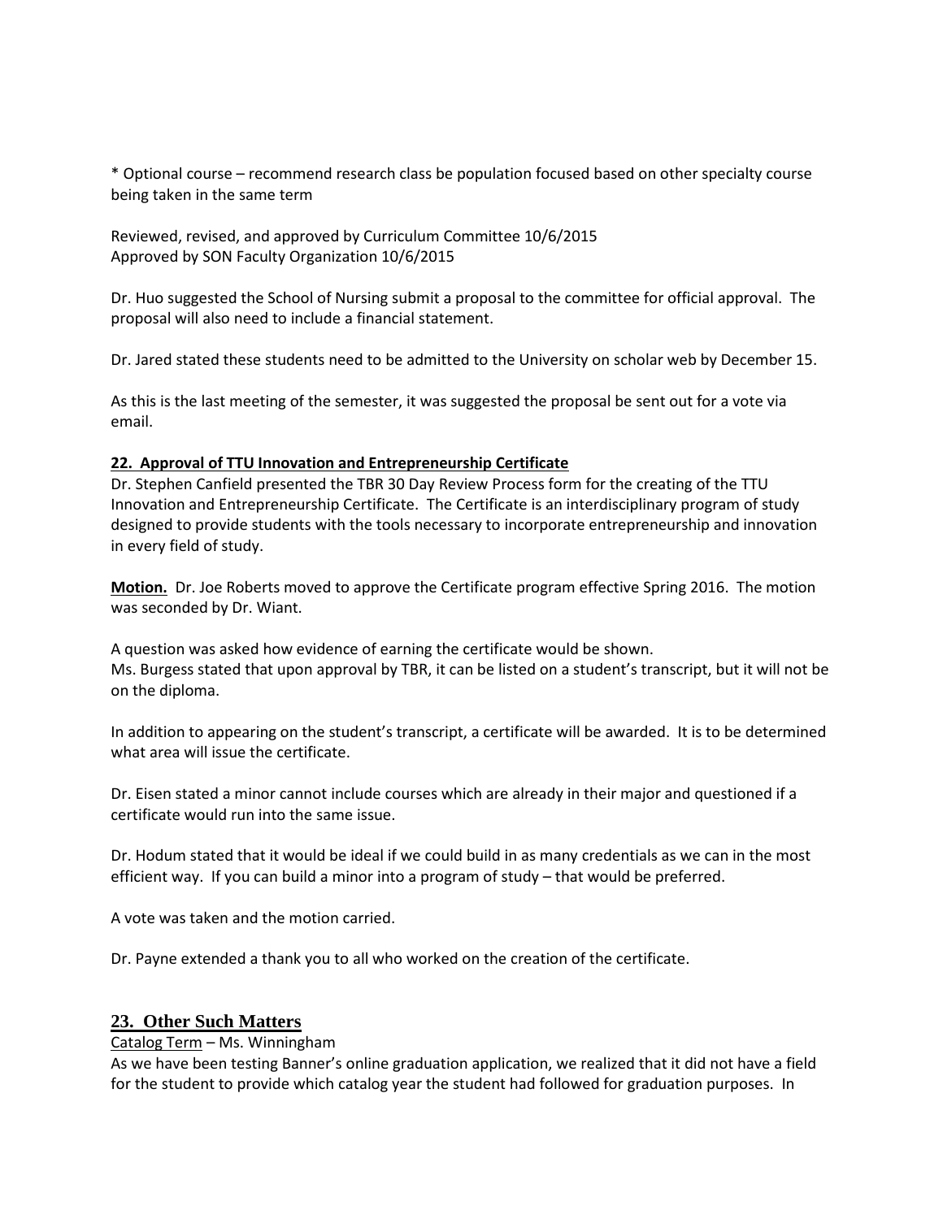* Optional course – recommend research class be population focused based on other specialty course being taken in the same term

Reviewed, revised, and approved by Curriculum Committee 10/6/2015
Approved by SON Faculty Organization 10/6/2015

Dr. Huo suggested the School of Nursing submit a proposal to the committee for official approval. The proposal will also need to include a financial statement.

Dr. Jared stated these students need to be admitted to the University on scholar web by December 15.

As this is the last meeting of the semester, it was suggested the proposal be sent out for a vote via email.

**22. Approval of TTU Innovation and Entrepreneurship Certificate**

Dr. Stephen Canfield presented the TBR 30 Day Review Process form for the creating of the TTU Innovation and Entrepreneurship Certificate. The Certificate is an interdisciplinary program of study designed to provide students with the tools necessary to incorporate entrepreneurship and innovation in every field of study.

**Motion.** Dr. Joe Roberts moved to approve the Certificate program effective Spring 2016. The motion was seconded by Dr. Wiant.

A question was asked how evidence of earning the certificate would be shown.
Ms. Burgess stated that upon approval by TBR, it can be listed on a student's transcript, but it will not be on the diploma.

In addition to appearing on the student's transcript, a certificate will be awarded. It is to be determined what area will issue the certificate.

Dr. Eisen stated a minor cannot include courses which are already in their major and questioned if a certificate would run into the same issue.

Dr. Hodum stated that it would be ideal if we could build in as many credentials as we can in the most efficient way. If you can build a minor into a program of study – that would be preferred.

A vote was taken and the motion carried.

Dr. Payne extended a thank you to all who worked on the creation of the certificate.

## 23. Other Such Matters

Catalog Term – Ms. Winningham

As we have been testing Banner's online graduation application, we realized that it did not have a field for the student to provide which catalog year the student had followed for graduation purposes. In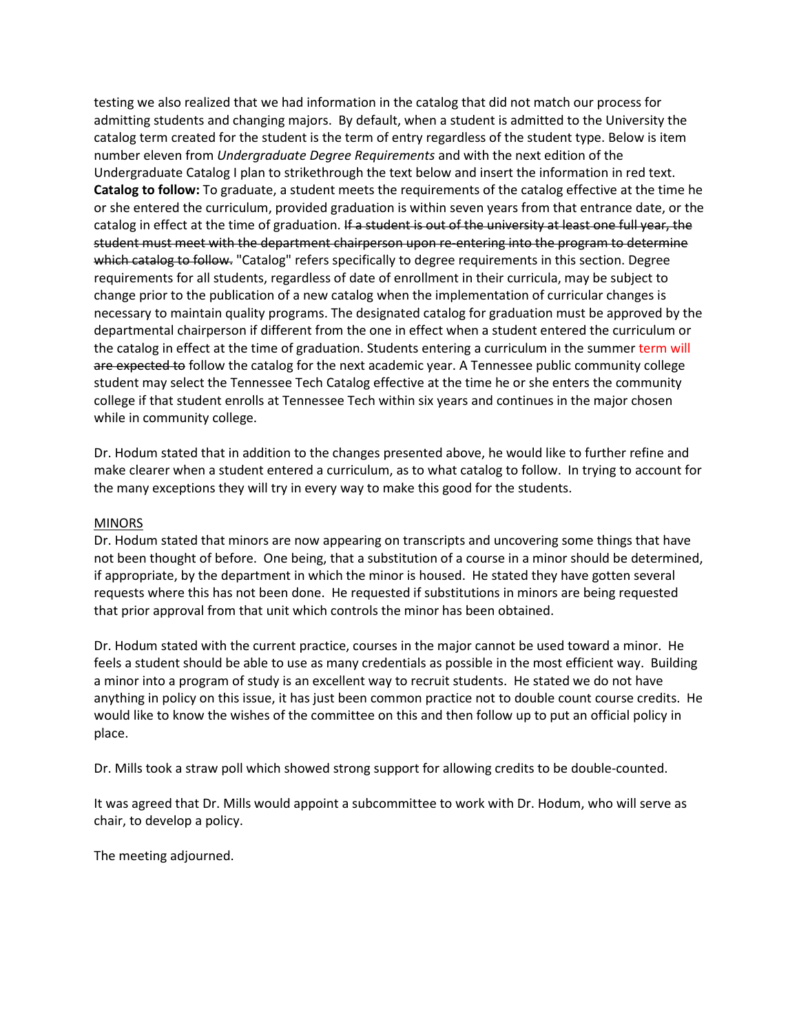testing we also realized that we had information in the catalog that did not match our process for admitting students and changing majors. By default, when a student is admitted to the University the catalog term created for the student is the term of entry regardless of the student type. Below is item number eleven from *Undergraduate Degree Requirements* and with the next edition of the Undergraduate Catalog I plan to strikethrough the text below and insert the information in red text.

**Catalog to follow:** To graduate, a student meets the requirements of the catalog effective at the time he or she entered the curriculum, provided graduation is within seven years from that entrance date, or the catalog in effect at the time of graduation. ~~If a student is out of the university at least one full year, the student must meet with the department chairperson upon re-entering into the program to determine which catalog to follow.~~ "Catalog" refers specifically to degree requirements in this section. Degree requirements for all students, regardless of date of enrollment in their curricula, may be subject to change prior to the publication of a new catalog when the implementation of curricular changes is necessary to maintain quality programs. The designated catalog for graduation must be approved by the departmental chairperson if different from the one in effect when a student entered the curriculum or the catalog in effect at the time of graduation. Students entering a curriculum in the summer term will ~~are expected to~~ follow the catalog for the next academic year. A Tennessee public community college student may select the Tennessee Tech Catalog effective at the time he or she enters the community college if that student enrolls at Tennessee Tech within six years and continues in the major chosen while in community college.

Dr. Hodum stated that in addition to the changes presented above, he would like to further refine and make clearer when a student entered a curriculum, as to what catalog to follow. In trying to account for the many exceptions they will try in every way to make this good for the students.

MINORS

Dr. Hodum stated that minors are now appearing on transcripts and uncovering some things that have not been thought of before. One being, that a substitution of a course in a minor should be determined, if appropriate, by the department in which the minor is housed. He stated they have gotten several requests where this has not been done. He requested if substitutions in minors are being requested that prior approval from that unit which controls the minor has been obtained.

Dr. Hodum stated with the current practice, courses in the major cannot be used toward a minor. He feels a student should be able to use as many credentials as possible in the most efficient way. Building a minor into a program of study is an excellent way to recruit students. He stated we do not have anything in policy on this issue, it has just been common practice not to double count course credits. He would like to know the wishes of the committee on this and then follow up to put an official policy in place.

Dr. Mills took a straw poll which showed strong support for allowing credits to be double-counted.

It was agreed that Dr. Mills would appoint a subcommittee to work with Dr. Hodum, who will serve as chair, to develop a policy.

The meeting adjourned.